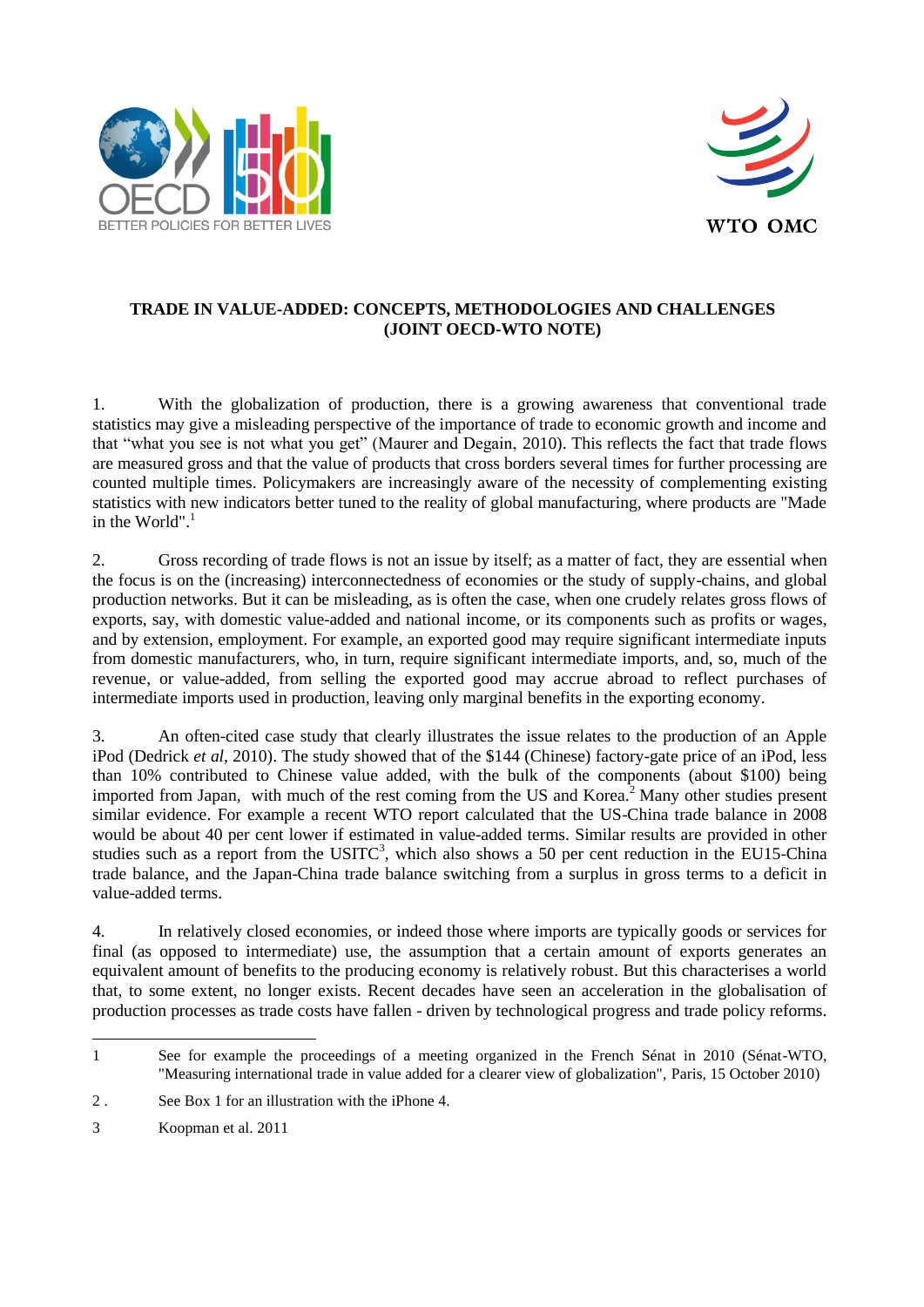# TRADE IN VALUE-ADDED: CONCEPTS, METHODOLOGIES AND CHALLENGES (JOINT OECD-WTO NOTE)

1. With the globalization of production, there is a growing awareness that conventional trade statistics may give a misleading perspective of the importance of trade to economic growth and income and that "what you see is not what you get" (Maurer and Degain, 2010). This reflects the fact that trade flows are measured gross and that the value of products that cross borders several times for further processing are counted multiple times. Policymakers are increasingly aware of the necessity of complementing existing statistics with new indicators better tuned to the reality of global manufacturing, where products are "Made in the World".[1]

2. Gross recording of trade flows is not an issue by itself; as a matter of fact, they are essential when the focus is on the (increasing) interconnectedness of economies or the study of supply-chains, and global production networks. But it can be misleading, as is often the case, when one crudely relates gross flows of exports, say, with domestic value-added and national income, or its components such as profits or wages, and by extension, employment. For example, an exported good may require significant intermediate inputs from domestic manufacturers, who, in turn, require significant intermediate imports, and, so, much of the revenue, or value-added, from selling the exported good may accrue abroad to reflect purchases of intermediate imports used in production, leaving only marginal benefits in the exporting economy.

3. An often-cited case study that clearly illustrates the issue relates to the production of an Apple iPod (Dedrick *et al*, 2010). The study showed that of the $144 (Chinese) factory-gate price of an iPod, less than 10% contributed to Chinese value added, with the bulk of the components (about $100) being imported from Japan, with much of the rest coming from the US and Korea.[2] Many other studies present similar evidence. For example a recent WTO report calculated that the US-China trade balance in 2008 would be about 40 per cent lower if estimated in value-added terms. Similar results are provided in other studies such as a report from the USITC[3], which also shows a 50 per cent reduction in the EU15-China trade balance, and the Japan-China trade balance switching from a surplus in gross terms to a deficit in value-added terms.

4. In relatively closed economies, or indeed those where imports are typically goods or services for final (as opposed to intermediate) use, the assumption that a certain amount of exports generates an equivalent amount of benefits to the producing economy is relatively robust. But this characterises a world that, to some extent, no longer exists. Recent decades have seen an acceleration in the globalisation of production processes as trade costs have fallen - driven by technological progress and trade policy reforms.

---

1 See for example the proceedings of a meeting organized in the French Sénat in 2010 (Sénat-WTO, "Measuring international trade in value added for a clearer view of globalization", Paris, 15 October 2010)

2 . See Box 1 for an illustration with the iPhone 4.

3 Koopman et al. 2011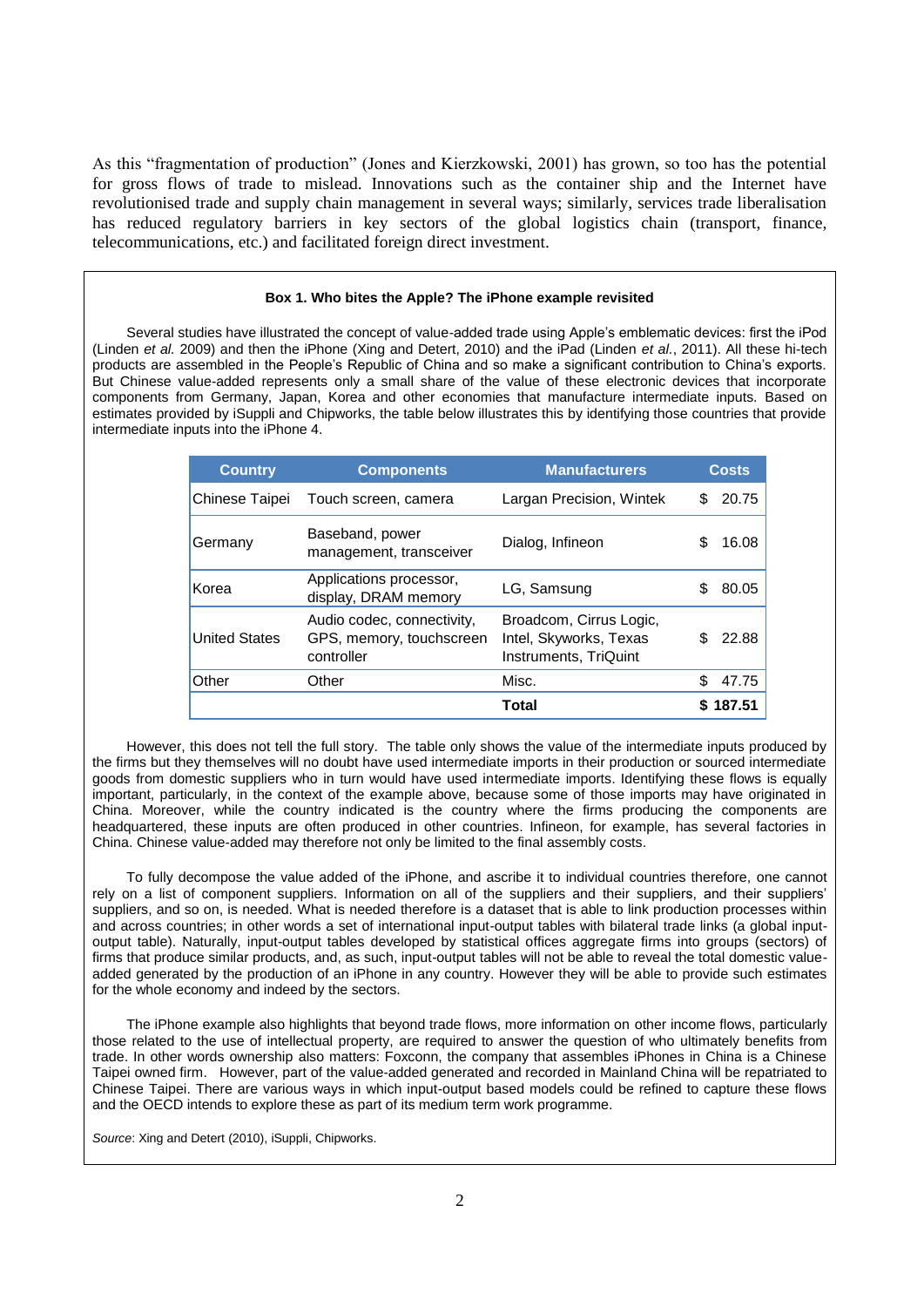As this "fragmentation of production" (Jones and Kierzkowski, 2001) has grown, so too has the potential for gross flows of trade to mislead. Innovations such as the container ship and the Internet have revolutionised trade and supply chain management in several ways; similarly, services trade liberalisation has reduced regulatory barriers in key sectors of the global logistics chain (transport, finance, telecommunications, etc.) and facilitated foreign direct investment.

**Box 1. Who bites the Apple? The iPhone example revisited**

Several studies have illustrated the concept of value-added trade using Apple's emblematic devices: first the iPod (Linden *et al.* 2009) and then the iPhone (Xing and Detert, 2010) and the iPad (Linden *et al.*, 2011). All these hi-tech products are assembled in the People's Republic of China and so make a significant contribution to China's exports. But Chinese value-added represents only a small share of the value of these electronic devices that incorporate components from Germany, Japan, Korea and other economies that manufacture intermediate inputs. Based on estimates provided by iSuppli and Chipworks, the table below illustrates this by identifying those countries that provide intermediate inputs into the iPhone 4.

| Country | Components | Manufacturers | Costs |
|---|---|---|---|
| Chinese Taipei | Touch screen, camera | Largan Precision, Wintek | $ 20.75 |
| Germany | Baseband, power management, transceiver | Dialog, Infineon | $ 16.08 |
| Korea | Applications processor, display, DRAM memory | LG, Samsung | $ 80.05 |
| United States | Audio codec, connectivity, GPS, memory, touchscreen controller | Broadcom, Cirrus Logic, Intel, Skyworks, Texas Instruments, TriQuint | $ 22.88 |
| Other | Other | Misc. | $ 47.75 |
| | | **Total** | **$ 187.51** |

However, this does not tell the full story. The table only shows the value of the intermediate inputs produced by the firms but they themselves will no doubt have used intermediate imports in their production or sourced intermediate goods from domestic suppliers who in turn would have used intermediate imports. Identifying these flows is equally important, particularly, in the context of the example above, because some of those imports may have originated in China. Moreover, while the country indicated is the country where the firms producing the components are headquartered, these inputs are often produced in other countries. Infineon, for example, has several factories in China. Chinese value-added may therefore not only be limited to the final assembly costs.

To fully decompose the value added of the iPhone, and ascribe it to individual countries therefore, one cannot rely on a list of component suppliers. Information on all of the suppliers and their suppliers, and their suppliers' suppliers, and so on, is needed. What is needed therefore is a dataset that is able to link production processes within and across countries; in other words a set of international input-output tables with bilateral trade links (a global input-output table). Naturally, input-output tables developed by statistical offices aggregate firms into groups (sectors) of firms that produce similar products, and, as such, input-output tables will not be able to reveal the total domestic value-added generated by the production of an iPhone in any country. However they will be able to provide such estimates for the whole economy and indeed by the sectors.

The iPhone example also highlights that beyond trade flows, more information on other income flows, particularly those related to the use of intellectual property, are required to answer the question of who ultimately benefits from trade. In other words ownership also matters: Foxconn, the company that assembles iPhones in China is a Chinese Taipei owned firm. However, part of the value-added generated and recorded in Mainland China will be repatriated to Chinese Taipei. There are various ways in which input-output based models could be refined to capture these flows and the OECD intends to explore these as part of its medium term work programme.

*Source*: Xing and Detert (2010), iSuppli, Chipworks.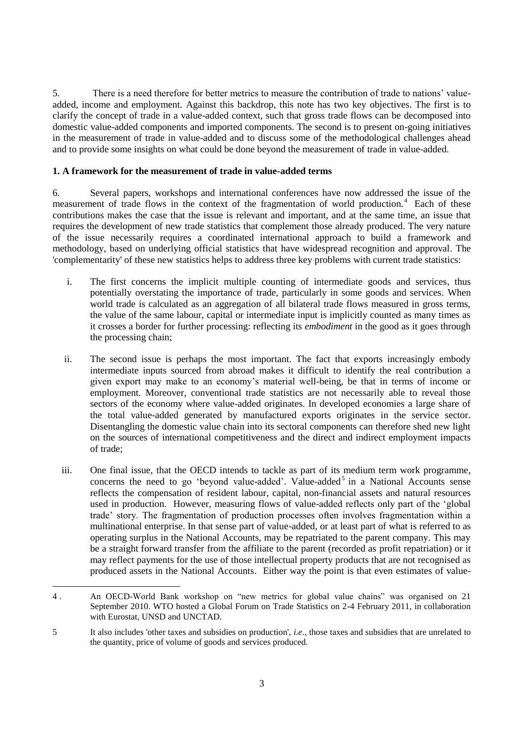5. There is a need therefore for better metrics to measure the contribution of trade to nations' value-added, income and employment. Against this backdrop, this note has two key objectives. The first is to clarify the concept of trade in a value-added context, such that gross trade flows can be decomposed into domestic value-added components and imported components. The second is to present on-going initiatives in the measurement of trade in value-added and to discuss some of the methodological challenges ahead and to provide some insights on what could be done beyond the measurement of trade in value-added.

**1. A framework for the measurement of trade in value-added terms**

6. Several papers, workshops and international conferences have now addressed the issue of the measurement of trade flows in the context of the fragmentation of world production.[4] Each of these contributions makes the case that the issue is relevant and important, and at the same time, an issue that requires the development of new trade statistics that complement those already produced. The very nature of the issue necessarily requires a coordinated international approach to build a framework and methodology, based on underlying official statistics that have widespread recognition and approval. The 'complementarity' of these new statistics helps to address three key problems with current trade statistics:

i. The first concerns the implicit multiple counting of intermediate goods and services, thus potentially overstating the importance of trade, particularly in some goods and services. When world trade is calculated as an aggregation of all bilateral trade flows measured in gross terms, the value of the same labour, capital or intermediate input is implicitly counted as many times as it crosses a border for further processing: reflecting its *embodiment* in the good as it goes through the processing chain;

ii. The second issue is perhaps the most important. The fact that exports increasingly embody intermediate inputs sourced from abroad makes it difficult to identify the real contribution a given export may make to an economy's material well-being, be that in terms of income or employment. Moreover, conventional trade statistics are not necessarily able to reveal those sectors of the economy where value-added originates. In developed economies a large share of the total value-added generated by manufactured exports originates in the service sector. Disentangling the domestic value chain into its sectoral components can therefore shed new light on the sources of international competitiveness and the direct and indirect employment impacts of trade;

iii. One final issue, that the OECD intends to tackle as part of its medium term work programme, concerns the need to go 'beyond value-added'. Value-added[5] in a National Accounts sense reflects the compensation of resident labour, capital, non-financial assets and natural resources used in production. However, measuring flows of value-added reflects only part of the 'global trade' story. The fragmentation of production processes often involves fragmentation within a multinational enterprise. In that sense part of value-added, or at least part of what is referred to as operating surplus in the National Accounts, may be repatriated to the parent company. This may be a straight forward transfer from the affiliate to the parent (recorded as profit repatriation) or it may reflect payments for the use of those intellectual property products that are not recognised as produced assets in the National Accounts. Either way the point is that even estimates of value-

---

4 . An OECD-World Bank workshop on "new metrics for global value chains" was organised on 21 September 2010. WTO hosted a Global Forum on Trade Statistics on 2-4 February 2011, in collaboration with Eurostat, UNSD and UNCTAD.

5 It also includes 'other taxes and subsidies on production', *i.e*., those taxes and subsidies that are unrelated to the quantity, price of volume of goods and services produced.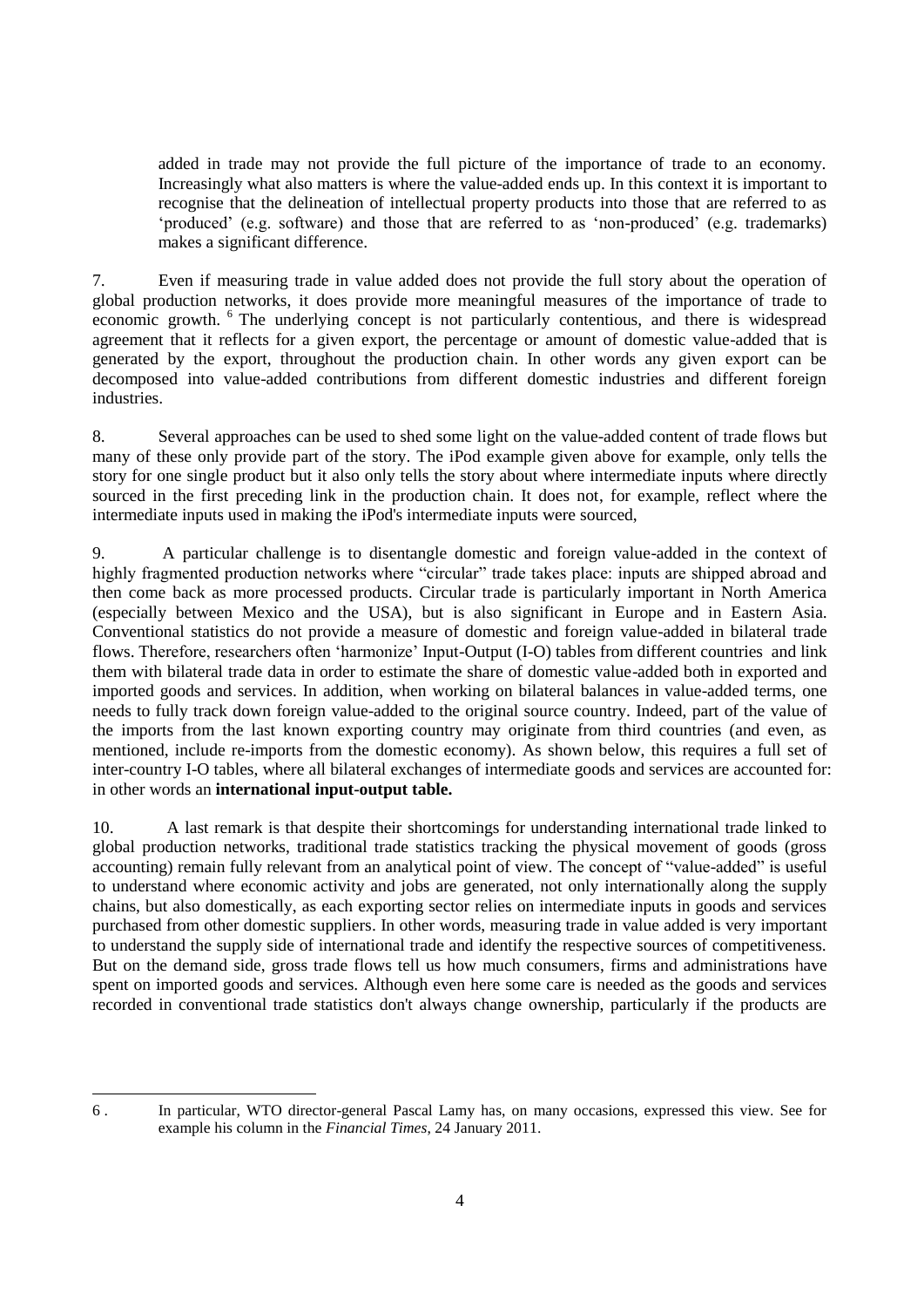added in trade may not provide the full picture of the importance of trade to an economy. Increasingly what also matters is where the value-added ends up. In this context it is important to recognise that the delineation of intellectual property products into those that are referred to as 'produced' (e.g. software) and those that are referred to as 'non-produced' (e.g. trademarks) makes a significant difference.

7. Even if measuring trade in value added does not provide the full story about the operation of global production networks, it does provide more meaningful measures of the importance of trade to economic growth. [6] The underlying concept is not particularly contentious, and there is widespread agreement that it reflects for a given export, the percentage or amount of domestic value-added that is generated by the export, throughout the production chain. In other words any given export can be decomposed into value-added contributions from different domestic industries and different foreign industries.

8. Several approaches can be used to shed some light on the value-added content of trade flows but many of these only provide part of the story. The iPod example given above for example, only tells the story for one single product but it also only tells the story about where intermediate inputs where directly sourced in the first preceding link in the production chain. It does not, for example, reflect where the intermediate inputs used in making the iPod's intermediate inputs were sourced,

9. A particular challenge is to disentangle domestic and foreign value-added in the context of highly fragmented production networks where "circular" trade takes place: inputs are shipped abroad and then come back as more processed products. Circular trade is particularly important in North America (especially between Mexico and the USA), but is also significant in Europe and in Eastern Asia. Conventional statistics do not provide a measure of domestic and foreign value-added in bilateral trade flows. Therefore, researchers often 'harmonize' Input-Output (I-O) tables from different countries and link them with bilateral trade data in order to estimate the share of domestic value-added both in exported and imported goods and services. In addition, when working on bilateral balances in value-added terms, one needs to fully track down foreign value-added to the original source country. Indeed, part of the value of the imports from the last known exporting country may originate from third countries (and even, as mentioned, include re-imports from the domestic economy). As shown below, this requires a full set of inter-country I-O tables, where all bilateral exchanges of intermediate goods and services are accounted for: in other words an **international input-output table.**

10. A last remark is that despite their shortcomings for understanding international trade linked to global production networks, traditional trade statistics tracking the physical movement of goods (gross accounting) remain fully relevant from an analytical point of view. The concept of "value-added" is useful to understand where economic activity and jobs are generated, not only internationally along the supply chains, but also domestically, as each exporting sector relies on intermediate inputs in goods and services purchased from other domestic suppliers. In other words, measuring trade in value added is very important to understand the supply side of international trade and identify the respective sources of competitiveness. But on the demand side, gross trade flows tell us how much consumers, firms and administrations have spent on imported goods and services. Although even here some care is needed as the goods and services recorded in conventional trade statistics don't always change ownership, particularly if the products are

---

6 . In particular, WTO director-general Pascal Lamy has, on many occasions, expressed this view. See for example his column in the *Financial Times*, 24 January 2011.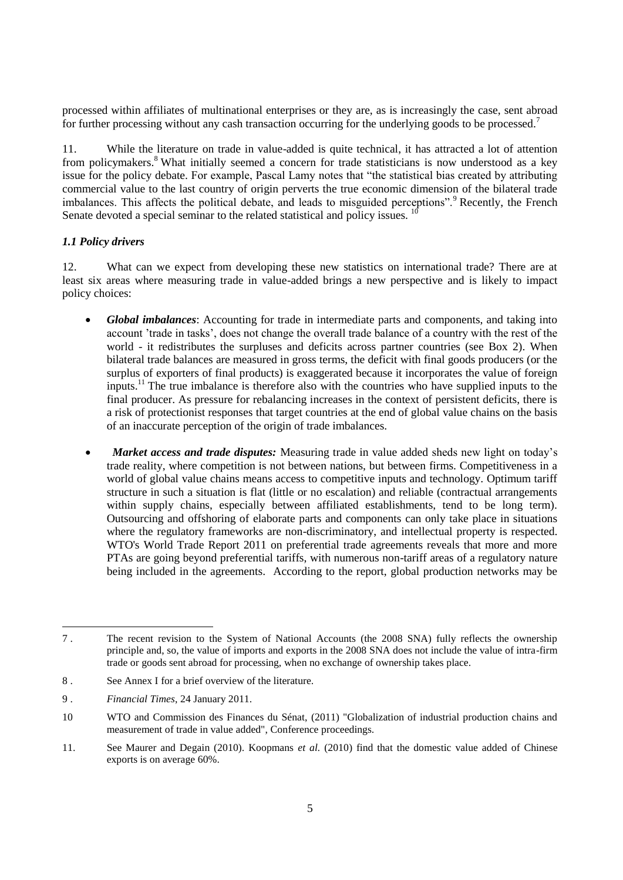processed within affiliates of multinational enterprises or they are, as is increasingly the case, sent abroad for further processing without any cash transaction occurring for the underlying goods to be processed.[7]

11. While the literature on trade in value-added is quite technical, it has attracted a lot of attention from policymakers.[8] What initially seemed a concern for trade statisticians is now understood as a key issue for the policy debate. For example, Pascal Lamy notes that "the statistical bias created by attributing commercial value to the last country of origin perverts the true economic dimension of the bilateral trade imbalances. This affects the political debate, and leads to misguided perceptions".[9] Recently, the French Senate devoted a special seminar to the related statistical and policy issues.[10]

### *1.1 Policy drivers*

12. What can we expect from developing these new statistics on international trade? There are at least six areas where measuring trade in value-added brings a new perspective and is likely to impact policy choices:

- ***Global imbalances***: Accounting for trade in intermediate parts and components, and taking into account 'trade in tasks', does not change the overall trade balance of a country with the rest of the world - it redistributes the surpluses and deficits across partner countries (see Box 2). When bilateral trade balances are measured in gross terms, the deficit with final goods producers (or the surplus of exporters of final products) is exaggerated because it incorporates the value of foreign inputs.[11] The true imbalance is therefore also with the countries who have supplied inputs to the final producer. As pressure for rebalancing increases in the context of persistent deficits, there is a risk of protectionist responses that target countries at the end of global value chains on the basis of an inaccurate perception of the origin of trade imbalances.

- ***Market access and trade disputes:*** Measuring trade in value added sheds new light on today's trade reality, where competition is not between nations, but between firms. Competitiveness in a world of global value chains means access to competitive inputs and technology. Optimum tariff structure in such a situation is flat (little or no escalation) and reliable (contractual arrangements within supply chains, especially between affiliated establishments, tend to be long term). Outsourcing and offshoring of elaborate parts and components can only take place in situations where the regulatory frameworks are non-discriminatory, and intellectual property is respected. WTO's World Trade Report 2011 on preferential trade agreements reveals that more and more PTAs are going beyond preferential tariffs, with numerous non-tariff areas of a regulatory nature being included in the agreements. According to the report, global production networks may be

---

7 . The recent revision to the System of National Accounts (the 2008 SNA) fully reflects the ownership principle and, so, the value of imports and exports in the 2008 SNA does not include the value of intra-firm trade or goods sent abroad for processing, when no exchange of ownership takes place.

8 . See Annex I for a brief overview of the literature.

9 . *Financial Times*, 24 January 2011.

10 WTO and Commission des Finances du Sénat, (2011) "Globalization of industrial production chains and measurement of trade in value added", Conference proceedings.

11. See Maurer and Degain (2010). Koopmans *et al.* (2010) find that the domestic value added of Chinese exports is on average 60%.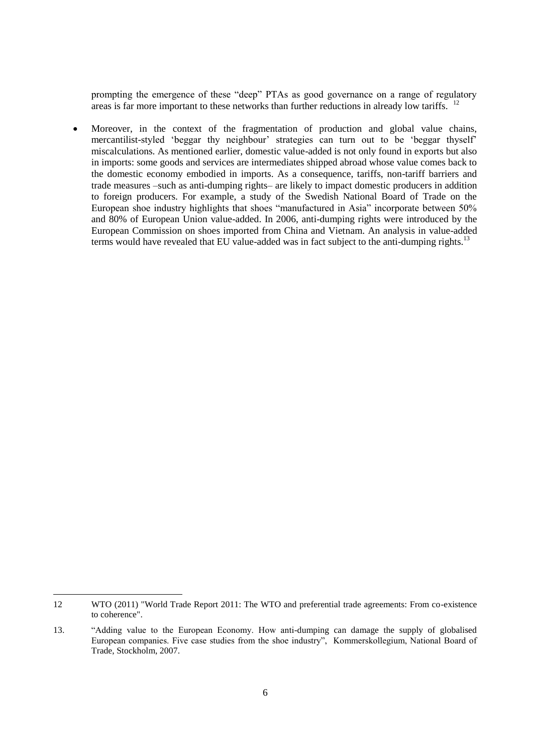prompting the emergence of these "deep" PTAs as good governance on a range of regulatory areas is far more important to these networks than further reductions in already low tariffs. [12]

- Moreover, in the context of the fragmentation of production and global value chains, mercantilist-styled 'beggar thy neighbour' strategies can turn out to be 'beggar thyself' miscalculations. As mentioned earlier, domestic value-added is not only found in exports but also in imports: some goods and services are intermediates shipped abroad whose value comes back to the domestic economy embodied in imports. As a consequence, tariffs, non-tariff barriers and trade measures –such as anti-dumping rights– are likely to impact domestic producers in addition to foreign producers. For example, a study of the Swedish National Board of Trade on the European shoe industry highlights that shoes "manufactured in Asia" incorporate between 50% and 80% of European Union value-added. In 2006, anti-dumping rights were introduced by the European Commission on shoes imported from China and Vietnam. An analysis in value-added terms would have revealed that EU value-added was in fact subject to the anti-dumping rights.[13]

---

12 WTO (2011) "World Trade Report 2011: The WTO and preferential trade agreements: From co-existence to coherence".

13. "Adding value to the European Economy. How anti-dumping can damage the supply of globalised European companies. Five case studies from the shoe industry", Kommerskollegium, National Board of Trade, Stockholm, 2007.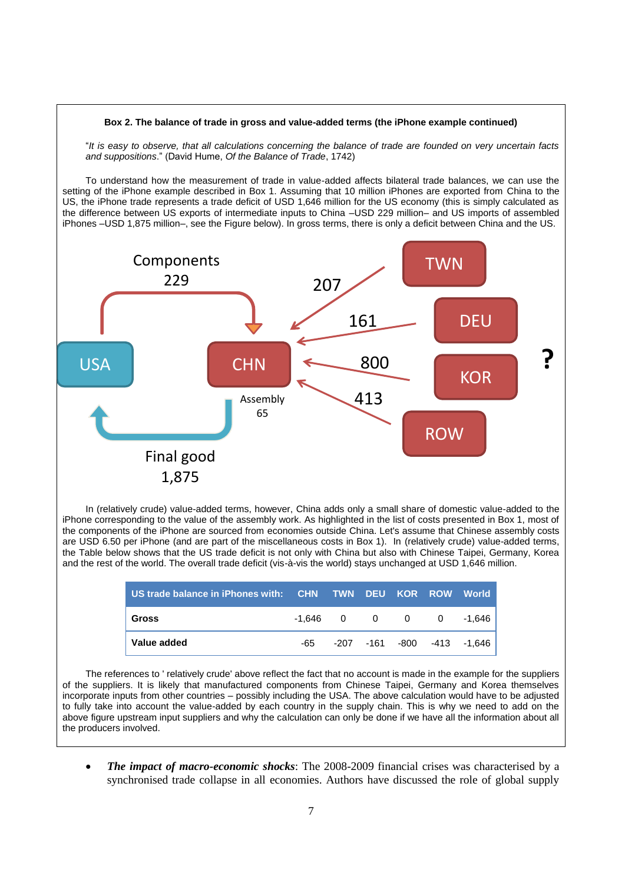**Box 2. The balance of trade in gross and value-added terms (the iPhone example continued)**

"*It is easy to observe, that all calculations concerning the balance of trade are founded on very uncertain facts and suppositions*." (David Hume, *Of the Balance of Trade*, 1742)

To understand how the measurement of trade in value-added affects bilateral trade balances, we can use the setting of the iPhone example described in Box 1. Assuming that 10 million iPhones are exported from China to the US, the iPhone trade represents a trade deficit of USD 1,646 million for the US economy (this is simply calculated as the difference between US exports of intermediate inputs to China –USD 229 million– and US imports of assembled iPhones –USD 1,875 million–, see the Figure below). In gross terms, there is only a deficit between China and the US.

In (relatively crude) value-added terms, however, China adds only a small share of domestic value-added to the iPhone corresponding to the value of the assembly work. As highlighted in the list of costs presented in Box 1, most of the components of the iPhone are sourced from economies outside China. Let's assume that Chinese assembly costs are USD 6.50 per iPhone (and are part of the miscellaneous costs in Box 1). In (relatively crude) value-added terms, the Table below shows that the US trade deficit is not only with China but also with Chinese Taipei, Germany, Korea and the rest of the world. The overall trade deficit (vis-à-vis the world) stays unchanged at USD 1,646 million.

| US trade balance in iPhones with: | CHN | TWN | DEU | KOR | ROW | World |
|---|---|---|---|---|---|---|
| **Gross** | -1,646 | 0 | 0 | 0 | 0 | -1,646 |
| **Value added** | -65 | -207 | -161 | -800 | -413 | -1,646 |

The references to ' relatively crude' above reflect the fact that no account is made in the example for the suppliers of the suppliers. It is likely that manufactured components from Chinese Taipei, Germany and Korea themselves incorporate inputs from other countries – possibly including the USA. The above calculation would have to be adjusted to fully take into account the value-added by each country in the supply chain. This is why we need to add on the above figure upstream input suppliers and why the calculation can only be done if we have all the information about all the producers involved.

- ***The impact of macro-economic shocks***: The 2008-2009 financial crises was characterised by a synchronised trade collapse in all economies. Authors have discussed the role of global supply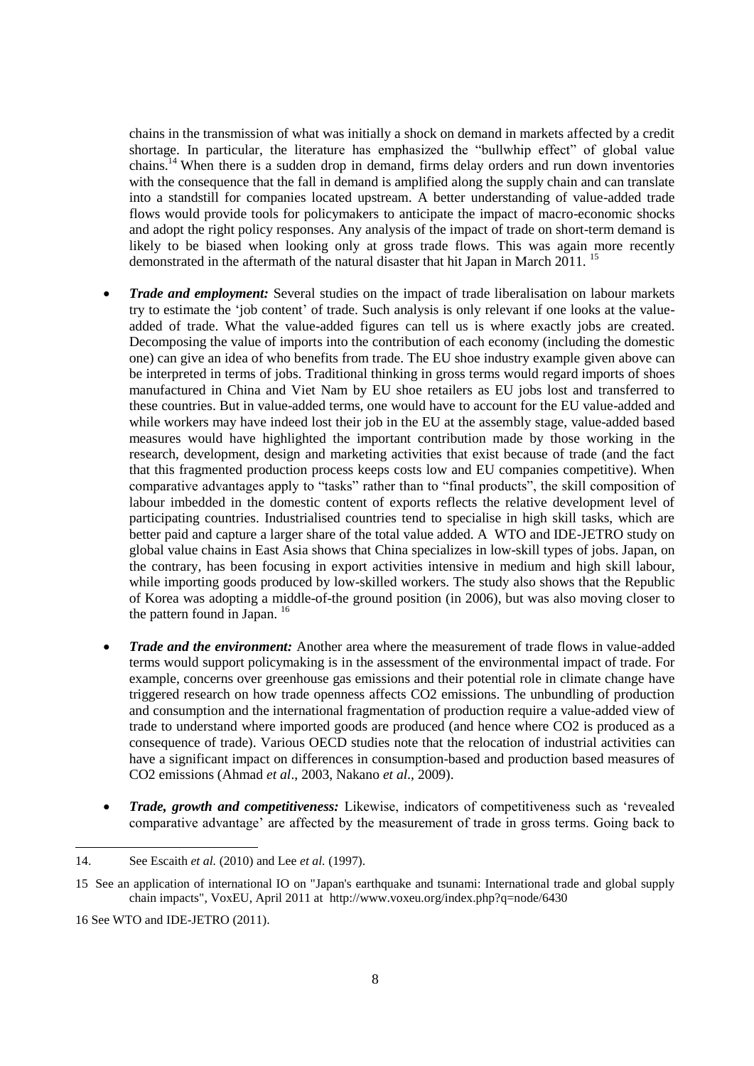chains in the transmission of what was initially a shock on demand in markets affected by a credit shortage. In particular, the literature has emphasized the "bullwhip effect" of global value chains.[14] When there is a sudden drop in demand, firms delay orders and run down inventories with the consequence that the fall in demand is amplified along the supply chain and can translate into a standstill for companies located upstream. A better understanding of value-added trade flows would provide tools for policymakers to anticipate the impact of macro-economic shocks and adopt the right policy responses. Any analysis of the impact of trade on short-term demand is likely to be biased when looking only at gross trade flows. This was again more recently demonstrated in the aftermath of the natural disaster that hit Japan in March 2011. [15]

- ***Trade and employment:*** Several studies on the impact of trade liberalisation on labour markets try to estimate the 'job content' of trade. Such analysis is only relevant if one looks at the value-added of trade. What the value-added figures can tell us is where exactly jobs are created. Decomposing the value of imports into the contribution of each economy (including the domestic one) can give an idea of who benefits from trade. The EU shoe industry example given above can be interpreted in terms of jobs. Traditional thinking in gross terms would regard imports of shoes manufactured in China and Viet Nam by EU shoe retailers as EU jobs lost and transferred to these countries. But in value-added terms, one would have to account for the EU value-added and while workers may have indeed lost their job in the EU at the assembly stage, value-added based measures would have highlighted the important contribution made by those working in the research, development, design and marketing activities that exist because of trade (and the fact that this fragmented production process keeps costs low and EU companies competitive). When comparative advantages apply to "tasks" rather than to "final products", the skill composition of labour imbedded in the domestic content of exports reflects the relative development level of participating countries. Industrialised countries tend to specialise in high skill tasks, which are better paid and capture a larger share of the total value added. A WTO and IDE-JETRO study on global value chains in East Asia shows that China specializes in low-skill types of jobs. Japan, on the contrary, has been focusing in export activities intensive in medium and high skill labour, while importing goods produced by low-skilled workers. The study also shows that the Republic of Korea was adopting a middle-of-the ground position (in 2006), but was also moving closer to the pattern found in Japan. [16]

- ***Trade and the environment:*** Another area where the measurement of trade flows in value-added terms would support policymaking is in the assessment of the environmental impact of trade. For example, concerns over greenhouse gas emissions and their potential role in climate change have triggered research on how trade openness affects CO2 emissions. The unbundling of production and consumption and the international fragmentation of production require a value-added view of trade to understand where imported goods are produced (and hence where CO2 is produced as a consequence of trade). Various OECD studies note that the relocation of industrial activities can have a significant impact on differences in consumption-based and production based measures of CO2 emissions (Ahmad *et al*., 2003, Nakano *et al*., 2009).

- ***Trade, growth and competitiveness:*** Likewise, indicators of competitiveness such as 'revealed comparative advantage' are affected by the measurement of trade in gross terms. Going back to

---

14. See Escaith *et al.* (2010) and Lee *et al.* (1997).

15 See an application of international IO on "Japan's earthquake and tsunami: International trade and global supply chain impacts", VoxEU, April 2011 at http://www.voxeu.org/index.php?q=node/6430

16 See WTO and IDE-JETRO (2011).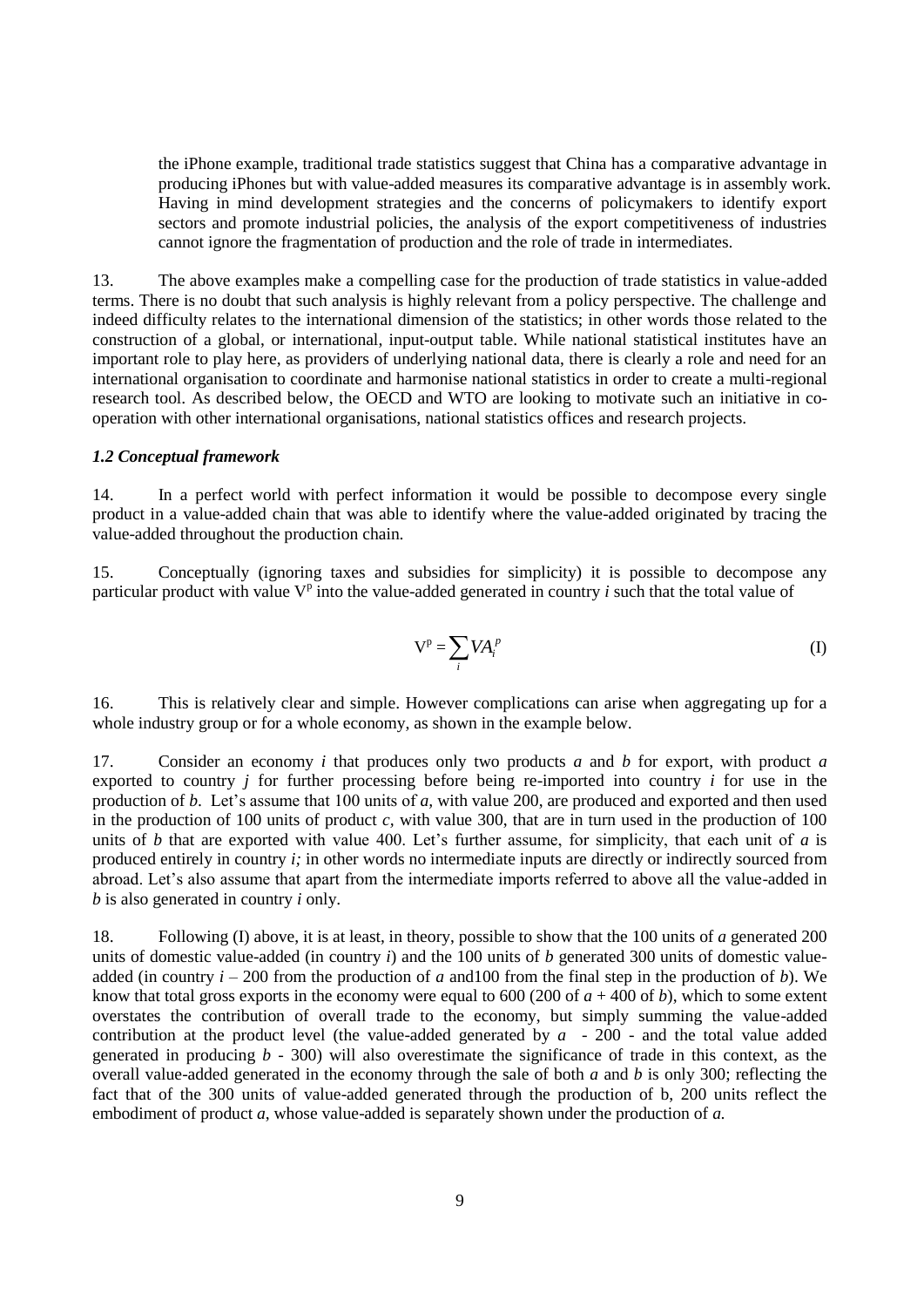the iPhone example, traditional trade statistics suggest that China has a comparative advantage in producing iPhones but with value-added measures its comparative advantage is in assembly work. Having in mind development strategies and the concerns of policymakers to identify export sectors and promote industrial policies, the analysis of the export competitiveness of industries cannot ignore the fragmentation of production and the role of trade in intermediates.

13. The above examples make a compelling case for the production of trade statistics in value-added terms. There is no doubt that such analysis is highly relevant from a policy perspective. The challenge and indeed difficulty relates to the international dimension of the statistics; in other words those related to the construction of a global, or international, input-output table. While national statistical institutes have an important role to play here, as providers of underlying national data, there is clearly a role and need for an international organisation to coordinate and harmonise national statistics in order to create a multi-regional research tool. As described below, the OECD and WTO are looking to motivate such an initiative in co-operation with other international organisations, national statistics offices and research projects.

### *1.2 Conceptual framework*

14. In a perfect world with perfect information it would be possible to decompose every single product in a value-added chain that was able to identify where the value-added originated by tracing the value-added throughout the production chain.

15. Conceptually (ignoring taxes and subsidies for simplicity) it is possible to decompose any particular product with value $V^p$ into the value-added generated in country *i* such that the total value of

$$V^p = \sum_i VA_i^p \tag{I}$$

16. This is relatively clear and simple. However complications can arise when aggregating up for a whole industry group or for a whole economy, as shown in the example below.

17. Consider an economy *i* that produces only two products *a* and *b* for export, with product *a* exported to country *j* for further processing before being re-imported into country *i* for use in the production of *b*. Let's assume that 100 units of *a*, with value 200, are produced and exported and then used in the production of 100 units of product *c*, with value 300, that are in turn used in the production of 100 units of *b* that are exported with value 400. Let's further assume, for simplicity, that each unit of *a* is produced entirely in country *i;* in other words no intermediate inputs are directly or indirectly sourced from abroad. Let's also assume that apart from the intermediate imports referred to above all the value-added in *b* is also generated in country *i* only.

18. Following (I) above, it is at least, in theory, possible to show that the 100 units of *a* generated 200 units of domestic value-added (in country *i*) and the 100 units of *b* generated 300 units of domestic value-added (in country *i* – 200 from the production of *a* and100 from the final step in the production of *b*). We know that total gross exports in the economy were equal to 600 (200 of *a* + 400 of *b*), which to some extent overstates the contribution of overall trade to the economy, but simply summing the value-added contribution at the product level (the value-added generated by *a* - 200 - and the total value added generated in producing *b* - 300) will also overestimate the significance of trade in this context, as the overall value-added generated in the economy through the sale of both *a* and *b* is only 300; reflecting the fact that of the 300 units of value-added generated through the production of b, 200 units reflect the embodiment of product *a*, whose value-added is separately shown under the production of *a.*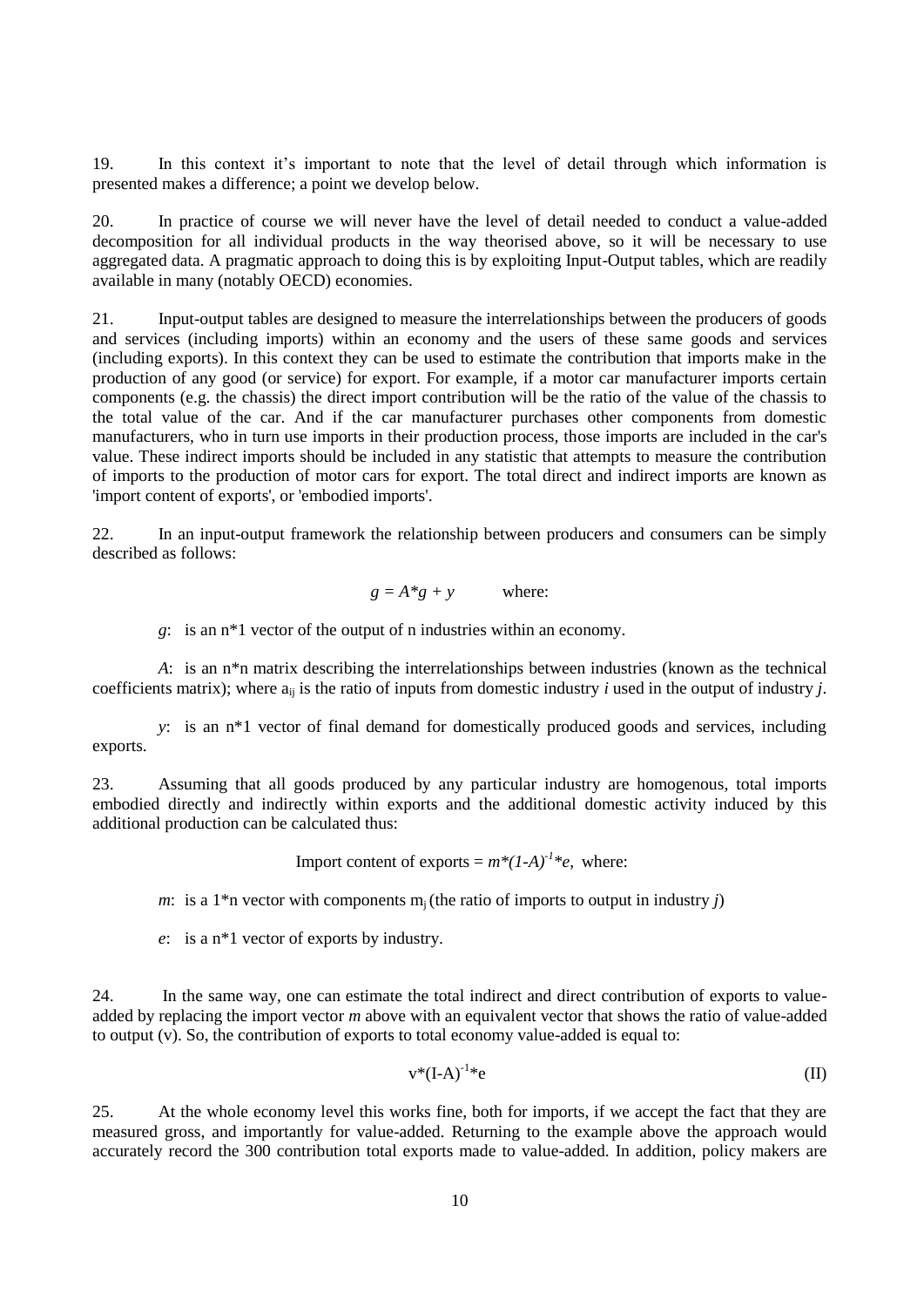19. In this context it's important to note that the level of detail through which information is presented makes a difference; a point we develop below.

20. In practice of course we will never have the level of detail needed to conduct a value-added decomposition for all individual products in the way theorised above, so it will be necessary to use aggregated data. A pragmatic approach to doing this is by exploiting Input-Output tables, which are readily available in many (notably OECD) economies.

21. Input-output tables are designed to measure the interrelationships between the producers of goods and services (including imports) within an economy and the users of these same goods and services (including exports). In this context they can be used to estimate the contribution that imports make in the production of any good (or service) for export. For example, if a motor car manufacturer imports certain components (e.g. the chassis) the direct import contribution will be the ratio of the value of the chassis to the total value of the car. And if the car manufacturer purchases other components from domestic manufacturers, who in turn use imports in their production process, those imports are included in the car's value. These indirect imports should be included in any statistic that attempts to measure the contribution of imports to the production of motor cars for export. The total direct and indirect imports are known as 'import content of exports', or 'embodied imports'.

22. In an input-output framework the relationship between producers and consumers can be simply described as follows:

$$g = A*g + y \qquad \text{where:}$$

$g$: is an n*1 vector of the output of n industries within an economy.

$A$: is an n*n matrix describing the interrelationships between industries (known as the technical coefficients matrix); where $a_{ij}$ is the ratio of inputs from domestic industry $i$ used in the output of industry $j$.

$y$: is an n*1 vector of final demand for domestically produced goods and services, including exports.

23. Assuming that all goods produced by any particular industry are homogenous, total imports embodied directly and indirectly within exports and the additional domestic activity induced by this additional production can be calculated thus:

$$\text{Import content of exports} = m*(1-A)^{-1}*e, \text{ where:}$$

$m$: is a 1*n vector with components $m_j$ (the ratio of imports to output in industry $j$)

$e$: is a n*1 vector of exports by industry.

24. In the same way, one can estimate the total indirect and direct contribution of exports to value-added by replacing the import vector $m$ above with an equivalent vector that shows the ratio of value-added to output (v). So, the contribution of exports to total economy value-added is equal to:

$$v*(I-A)^{-1}*e \qquad \text{(II)}$$

25. At the whole economy level this works fine, both for imports, if we accept the fact that they are measured gross, and importantly for value-added. Returning to the example above the approach would accurately record the 300 contribution total exports made to value-added. In addition, policy makers are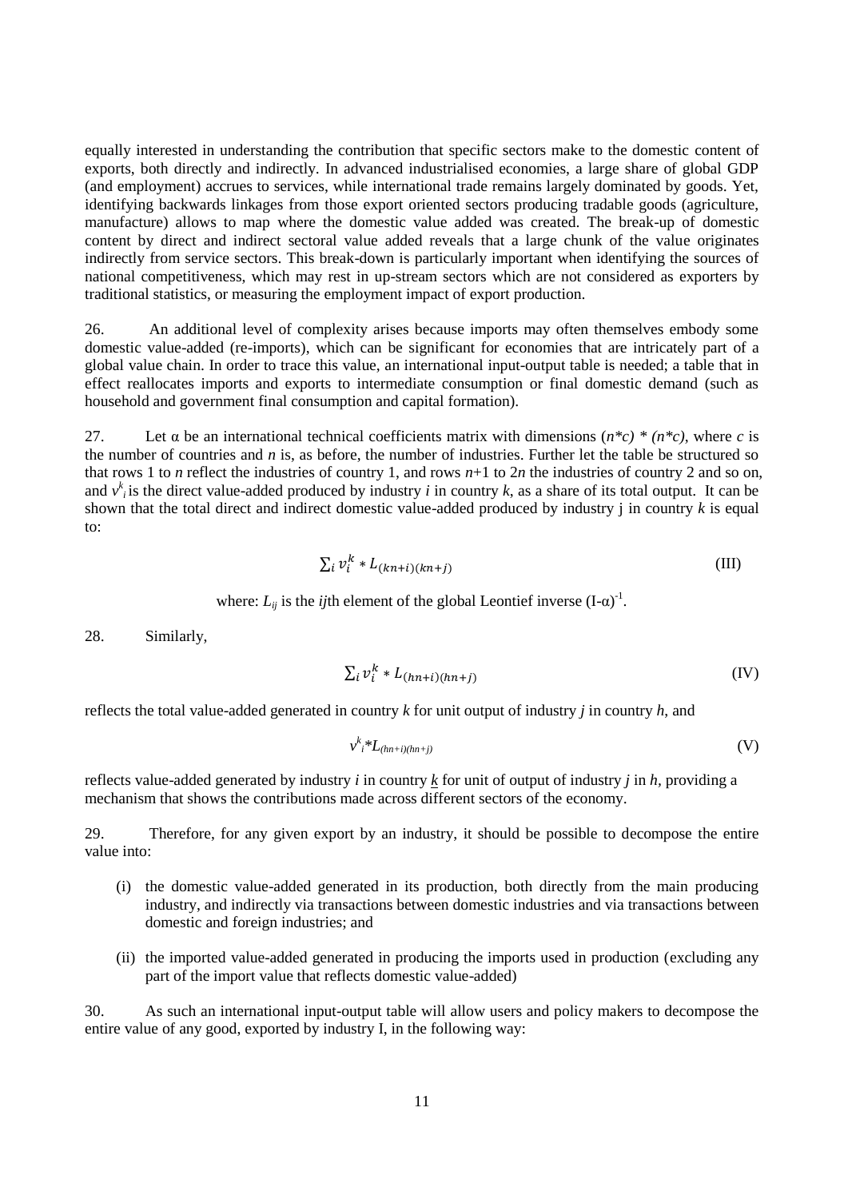equally interested in understanding the contribution that specific sectors make to the domestic content of exports, both directly and indirectly. In advanced industrialised economies, a large share of global GDP (and employment) accrues to services, while international trade remains largely dominated by goods. Yet, identifying backwards linkages from those export oriented sectors producing tradable goods (agriculture, manufacture) allows to map where the domestic value added was created. The break-up of domestic content by direct and indirect sectoral value added reveals that a large chunk of the value originates indirectly from service sectors. This break-down is particularly important when identifying the sources of national competitiveness, which may rest in up-stream sectors which are not considered as exporters by traditional statistics, or measuring the employment impact of export production.

26. An additional level of complexity arises because imports may often themselves embody some domestic value-added (re-imports), which can be significant for economies that are intricately part of a global value chain. In order to trace this value, an international input-output table is needed; a table that in effect reallocates imports and exports to intermediate consumption or final domestic demand (such as household and government final consumption and capital formation).

27. Let α be an international technical coefficients matrix with dimensions $(n*c) * (n*c)$, where $c$ is the number of countries and $n$ is, as before, the number of industries. Further let the table be structured so that rows 1 to $n$ reflect the industries of country 1, and rows $n$+1 to 2$n$ the industries of country 2 and so on, and $v^k_i$ is the direct value-added produced by industry $i$ in country $k$, as a share of its total output. It can be shown that the total direct and indirect domestic value-added produced by industry j in country $k$ is equal to:

$$\sum_i v_i^k * L_{(kn+i)(kn+j)} \tag{III}$$

where: $L_{ij}$ is the $ij$th element of the global Leontief inverse $(I-\alpha)^{-1}$.

28. Similarly,

$$\sum_i v_i^k * L_{(hn+i)(hn+j)} \tag{IV}$$

reflects the total value-added generated in country $k$ for unit output of industry $j$ in country $h$, and

$$v^k_i * L_{(hn+i)(hn+j)} \tag{V}$$

reflects value-added generated by industry $i$ in country $\underline{k}$ for unit of output of industry $j$ in $h$, providing a mechanism that shows the contributions made across different sectors of the economy.

29. Therefore, for any given export by an industry, it should be possible to decompose the entire value into:

(i) the domestic value-added generated in its production, both directly from the main producing industry, and indirectly via transactions between domestic industries and via transactions between domestic and foreign industries; and

(ii) the imported value-added generated in producing the imports used in production (excluding any part of the import value that reflects domestic value-added)

30. As such an international input-output table will allow users and policy makers to decompose the entire value of any good, exported by industry I, in the following way: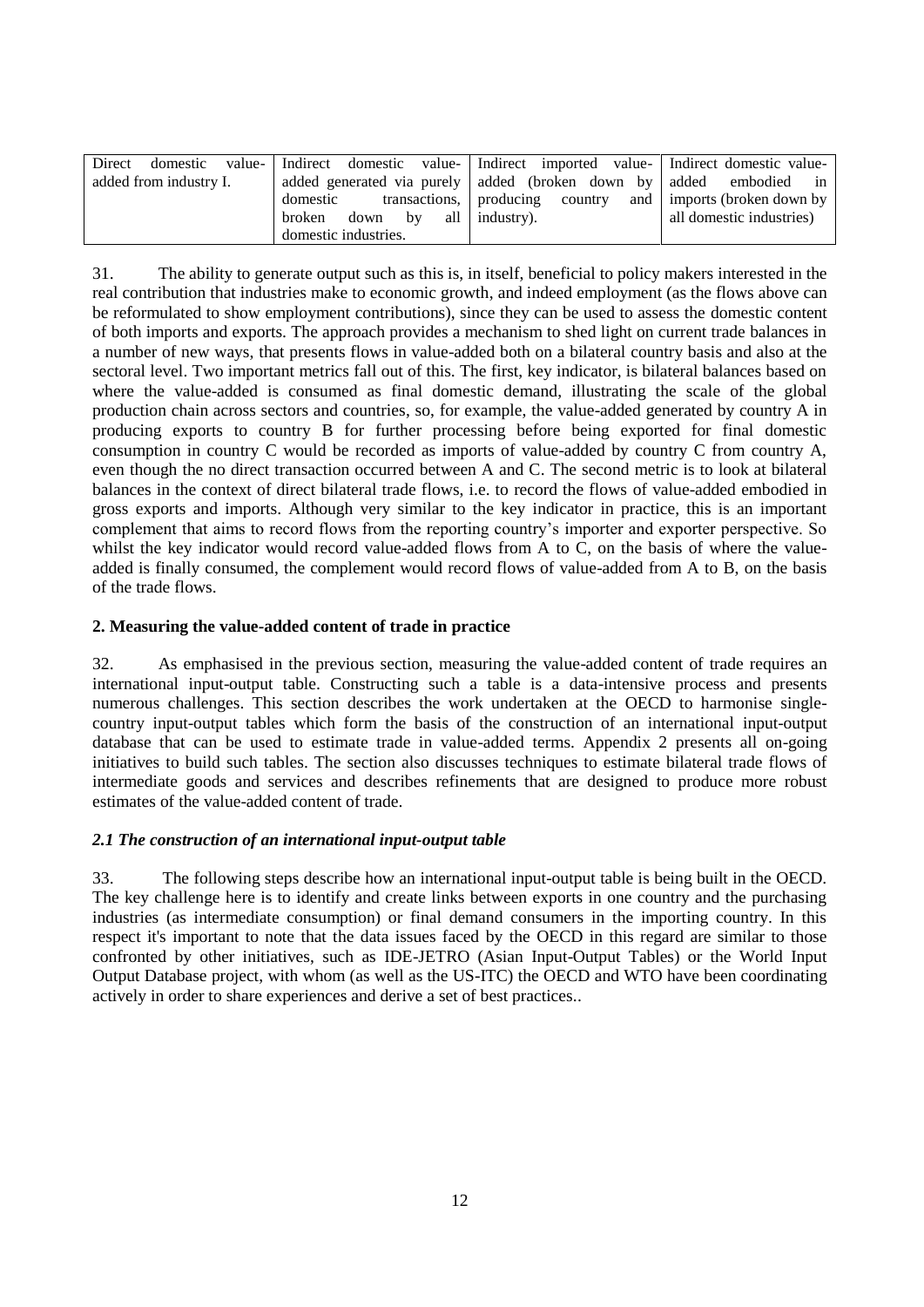| Direct domestic value-added from industry I. | Indirect domestic value-added generated via purely domestic transactions, broken down by all domestic industries. | Indirect imported value-added (broken down by producing country and industry). | Indirect domestic value-added embodied in imports (broken down by all domestic industries) |
|---|---|---|---|

31. The ability to generate output such as this is, in itself, beneficial to policy makers interested in the real contribution that industries make to economic growth, and indeed employment (as the flows above can be reformulated to show employment contributions), since they can be used to assess the domestic content of both imports and exports. The approach provides a mechanism to shed light on current trade balances in a number of new ways, that presents flows in value-added both on a bilateral country basis and also at the sectoral level. Two important metrics fall out of this. The first, key indicator, is bilateral balances based on where the value-added is consumed as final domestic demand, illustrating the scale of the global production chain across sectors and countries, so, for example, the value-added generated by country A in producing exports to country B for further processing before being exported for final domestic consumption in country C would be recorded as imports of value-added by country C from country A, even though the no direct transaction occurred between A and C. The second metric is to look at bilateral balances in the context of direct bilateral trade flows, i.e. to record the flows of value-added embodied in gross exports and imports. Although very similar to the key indicator in practice, this is an important complement that aims to record flows from the reporting country's importer and exporter perspective. So whilst the key indicator would record value-added flows from A to C, on the basis of where the value-added is finally consumed, the complement would record flows of value-added from A to B, on the basis of the trade flows.

## 2. Measuring the value-added content of trade in practice

32. As emphasised in the previous section, measuring the value-added content of trade requires an international input-output table. Constructing such a table is a data-intensive process and presents numerous challenges. This section describes the work undertaken at the OECD to harmonise single-country input-output tables which form the basis of the construction of an international input-output database that can be used to estimate trade in value-added terms. Appendix 2 presents all on-going initiatives to build such tables. The section also discusses techniques to estimate bilateral trade flows of intermediate goods and services and describes refinements that are designed to produce more robust estimates of the value-added content of trade.

### *2.1 The construction of an international input-output table*

33. The following steps describe how an international input-output table is being built in the OECD. The key challenge here is to identify and create links between exports in one country and the purchasing industries (as intermediate consumption) or final demand consumers in the importing country. In this respect it's important to note that the data issues faced by the OECD in this regard are similar to those confronted by other initiatives, such as IDE-JETRO (Asian Input-Output Tables) or the World Input Output Database project, with whom (as well as the US-ITC) the OECD and WTO have been coordinating actively in order to share experiences and derive a set of best practices..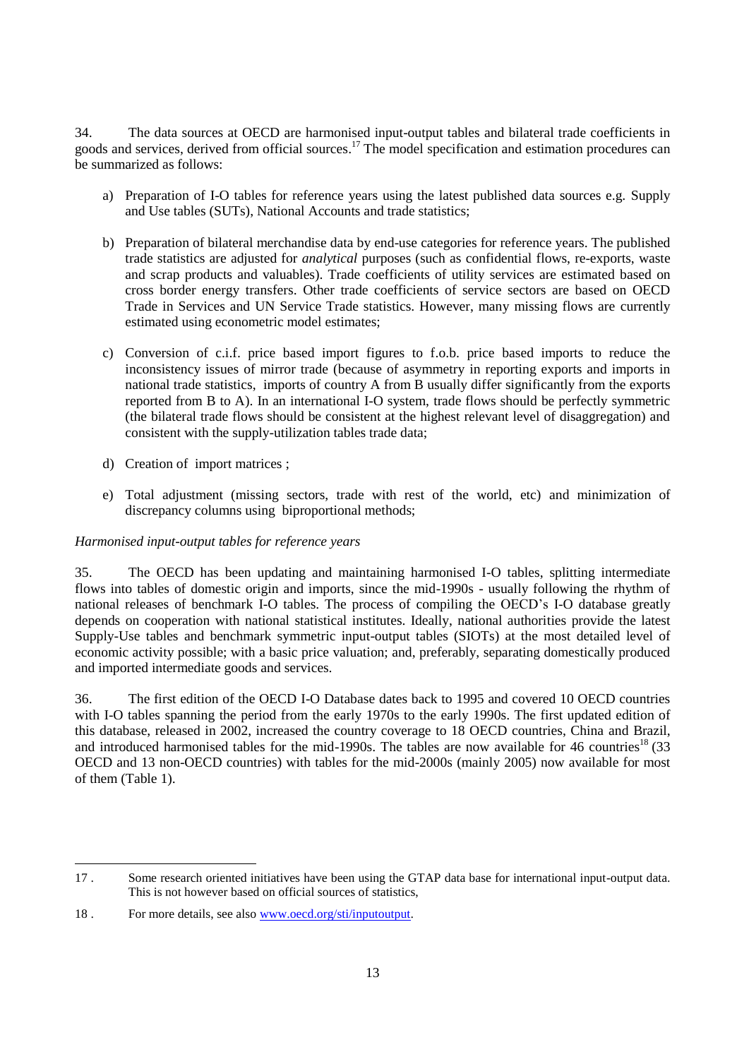34. The data sources at OECD are harmonised input-output tables and bilateral trade coefficients in goods and services, derived from official sources.[17] The model specification and estimation procedures can be summarized as follows:

a) Preparation of I-O tables for reference years using the latest published data sources e.g. Supply and Use tables (SUTs), National Accounts and trade statistics;

b) Preparation of bilateral merchandise data by end-use categories for reference years. The published trade statistics are adjusted for *analytical* purposes (such as confidential flows, re-exports, waste and scrap products and valuables). Trade coefficients of utility services are estimated based on cross border energy transfers. Other trade coefficients of service sectors are based on OECD Trade in Services and UN Service Trade statistics. However, many missing flows are currently estimated using econometric model estimates;

c) Conversion of c.i.f. price based import figures to f.o.b. price based imports to reduce the inconsistency issues of mirror trade (because of asymmetry in reporting exports and imports in national trade statistics, imports of country A from B usually differ significantly from the exports reported from B to A). In an international I-O system, trade flows should be perfectly symmetric (the bilateral trade flows should be consistent at the highest relevant level of disaggregation) and consistent with the supply-utilization tables trade data;

d) Creation of import matrices ;

e) Total adjustment (missing sectors, trade with rest of the world, etc) and minimization of discrepancy columns using biproportional methods;

*Harmonised input-output tables for reference years*

35. The OECD has been updating and maintaining harmonised I-O tables, splitting intermediate flows into tables of domestic origin and imports, since the mid-1990s - usually following the rhythm of national releases of benchmark I-O tables. The process of compiling the OECD's I-O database greatly depends on cooperation with national statistical institutes. Ideally, national authorities provide the latest Supply-Use tables and benchmark symmetric input-output tables (SIOTs) at the most detailed level of economic activity possible; with a basic price valuation; and, preferably, separating domestically produced and imported intermediate goods and services.

36. The first edition of the OECD I-O Database dates back to 1995 and covered 10 OECD countries with I-O tables spanning the period from the early 1970s to the early 1990s. The first updated edition of this database, released in 2002, increased the country coverage to 18 OECD countries, China and Brazil, and introduced harmonised tables for the mid-1990s. The tables are now available for 46 countries[18] (33 OECD and 13 non-OECD countries) with tables for the mid-2000s (mainly 2005) now available for most of them (Table 1).

---

17 . Some research oriented initiatives have been using the GTAP data base for international input-output data. This is not however based on official sources of statistics,

18 . For more details, see also www.oecd.org/sti/inputoutput.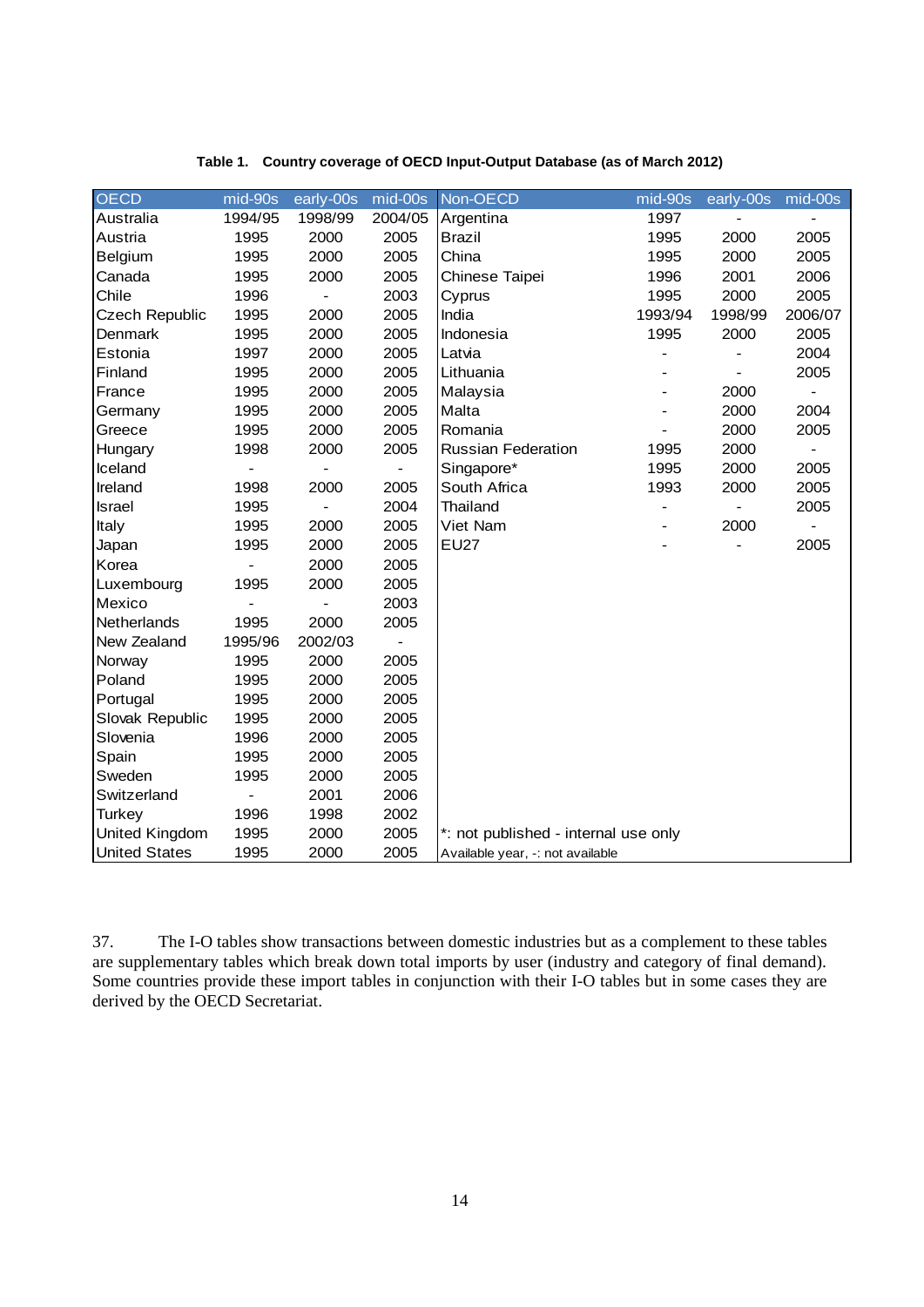**Table 1. Country coverage of OECD Input-Output Database (as of March 2012)**

| OECD | mid-90s | early-00s | mid-00s | Non-OECD | mid-90s | early-00s | mid-00s |
|---|---|---|---|---|---|---|---|
| Australia | 1994/95 | 1998/99 | 2004/05 | Argentina | 1997 | - | - |
| Austria | 1995 | 2000 | 2005 | Brazil | 1995 | 2000 | 2005 |
| Belgium | 1995 | 2000 | 2005 | China | 1995 | 2000 | 2005 |
| Canada | 1995 | 2000 | 2005 | Chinese Taipei | 1996 | 2001 | 2006 |
| Chile | 1996 | - | 2003 | Cyprus | 1995 | 2000 | 2005 |
| Czech Republic | 1995 | 2000 | 2005 | India | 1993/94 | 1998/99 | 2006/07 |
| Denmark | 1995 | 2000 | 2005 | Indonesia | 1995 | 2000 | 2005 |
| Estonia | 1997 | 2000 | 2005 | Latvia | - | - | 2004 |
| Finland | 1995 | 2000 | 2005 | Lithuania | - | - | 2005 |
| France | 1995 | 2000 | 2005 | Malaysia | - | 2000 | - |
| Germany | 1995 | 2000 | 2005 | Malta | - | 2000 | 2004 |
| Greece | 1995 | 2000 | 2005 | Romania | - | 2000 | 2005 |
| Hungary | 1998 | 2000 | 2005 | Russian Federation | 1995 | 2000 | - |
| Iceland | - | - | - | Singapore* | 1995 | 2000 | 2005 |
| Ireland | 1998 | 2000 | 2005 | South Africa | 1993 | 2000 | 2005 |
| Israel | 1995 | - | 2004 | Thailand | - | - | 2005 |
| Italy | 1995 | 2000 | 2005 | Viet Nam | - | 2000 | - |
| Japan | 1995 | 2000 | 2005 | EU27 | - | - | 2005 |
| Korea | - | 2000 | 2005 | | | | |
| Luxembourg | 1995 | 2000 | 2005 | | | | |
| Mexico | - | - | 2003 | | | | |
| Netherlands | 1995 | 2000 | 2005 | | | | |
| New Zealand | 1995/96 | 2002/03 | - | | | | |
| Norway | 1995 | 2000 | 2005 | | | | |
| Poland | 1995 | 2000 | 2005 | | | | |
| Portugal | 1995 | 2000 | 2005 | | | | |
| Slovak Republic | 1995 | 2000 | 2005 | | | | |
| Slovenia | 1996 | 2000 | 2005 | | | | |
| Spain | 1995 | 2000 | 2005 | | | | |
| Sweden | 1995 | 2000 | 2005 | | | | |
| Switzerland | - | 2001 | 2006 | | | | |
| Turkey | 1996 | 1998 | 2002 | | | | |
| United Kingdom | 1995 | 2000 | 2005 | *: not published - internal use only | | | |
| United States | 1995 | 2000 | 2005 | Available year, -: not available | | | |

37. The I-O tables show transactions between domestic industries but as a complement to these tables are supplementary tables which break down total imports by user (industry and category of final demand). Some countries provide these import tables in conjunction with their I-O tables but in some cases they are derived by the OECD Secretariat.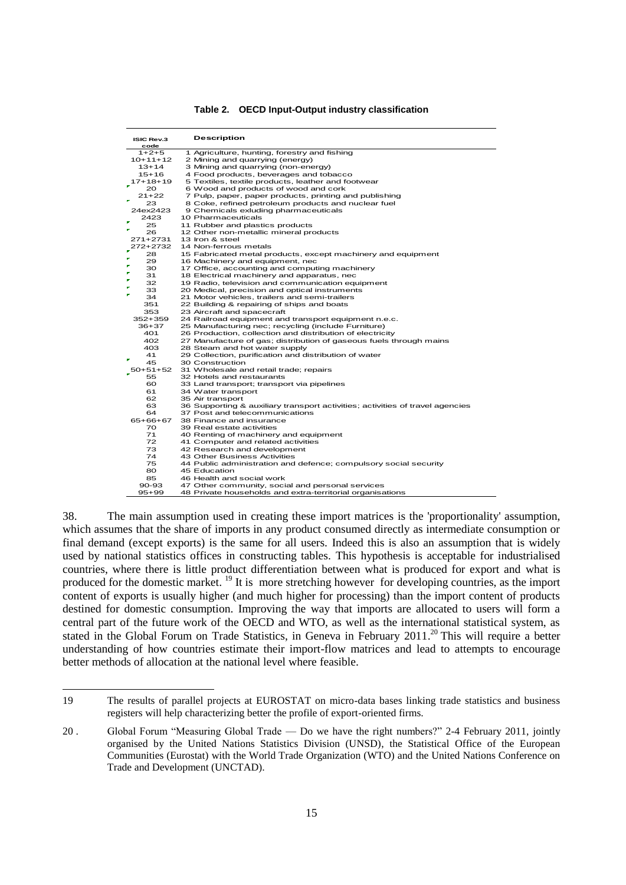**Table 2. OECD Input-Output industry classification**

| ISIC Rev.3 code | Description |
|---|---|
| 1+2+5 | 1 Agriculture, hunting, forestry and fishing |
| 10+11+12 | 2 Mining and quarrying (energy) |
| 13+14 | 3 Mining and quarrying (non-energy) |
| 15+16 | 4 Food products, beverages and tobacco |
| 17+18+19 | 5 Textiles, textile products, leather and footwear |
| 20 | 6 Wood and products of wood and cork |
| 21+22 | 7 Pulp, paper, paper products, printing and publishing |
| 23 | 8 Coke, refined petroleum products and nuclear fuel |
| 24ex2423 | 9 Chemicals exluding pharmaceuticals |
| 2423 | 10 Pharmaceuticals |
| 25 | 11 Rubber and plastics products |
| 26 | 12 Other non-metallic mineral products |
| 271+2731 | 13 Iron & steel |
| 272+2732 | 14 Non-ferrous metals |
| 28 | 15 Fabricated metal products, except machinery and equipment |
| 29 | 16 Machinery and equipment, nec |
| 30 | 17 Office, accounting and computing machinery |
| 31 | 18 Electrical machinery and apparatus, nec |
| 32 | 19 Radio, television and communication equipment |
| 33 | 20 Medical, precision and optical instruments |
| 34 | 21 Motor vehicles, trailers and semi-trailers |
| 351 | 22 Building & repairing of ships and boats |
| 353 | 23 Aircraft and spacecraft |
| 352+359 | 24 Railroad equipment and transport equipment n.e.c. |
| 36+37 | 25 Manufacturing nec; recycling (include Furniture) |
| 401 | 26 Production, collection and distribution of electricity |
| 402 | 27 Manufacture of gas; distribution of gaseous fuels through mains |
| 403 | 28 Steam and hot water supply |
| 41 | 29 Collection, purification and distribution of water |
| 45 | 30 Construction |
| 50+51+52 | 31 Wholesale and retail trade; repairs |
| 55 | 32 Hotels and restaurants |
| 60 | 33 Land transport; transport via pipelines |
| 61 | 34 Water transport |
| 62 | 35 Air transport |
| 63 | 36 Supporting & auxiliary transport activities; activities of travel agencies |
| 64 | 37 Post and telecommunications |
| 65+66+67 | 38 Finance and insurance |
| 70 | 39 Real estate activities |
| 71 | 40 Renting of machinery and equipment |
| 72 | 41 Computer and related activities |
| 73 | 42 Research and development |
| 74 | 43 Other Business Activities |
| 75 | 44 Public administration and defence; compulsory social security |
| 80 | 45 Education |
| 85 | 46 Health and social work |
| 90-93 | 47 Other community, social and personal services |
| 95+99 | 48 Private households and extra-territorial organisations |

38. The main assumption used in creating these import matrices is the 'proportionality' assumption, which assumes that the share of imports in any product consumed directly as intermediate consumption or final demand (except exports) is the same for all users. Indeed this is also an assumption that is widely used by national statistics offices in constructing tables. This hypothesis is acceptable for industrialised countries, where there is little product differentiation between what is produced for export and what is produced for the domestic market. [19] It is more stretching however for developing countries, as the import content of exports is usually higher (and much higher for processing) than the import content of products destined for domestic consumption. Improving the way that imports are allocated to users will form a central part of the future work of the OECD and WTO, as well as the international statistical system, as stated in the Global Forum on Trade Statistics, in Geneva in February 2011.[20] This will require a better understanding of how countries estimate their import-flow matrices and lead to attempts to encourage better methods of allocation at the national level where feasible.

---

19 The results of parallel projects at EUROSTAT on micro-data bases linking trade statistics and business registers will help characterizing better the profile of export-oriented firms.

20 . Global Forum "Measuring Global Trade — Do we have the right numbers?" 2-4 February 2011, jointly organised by the United Nations Statistics Division (UNSD), the Statistical Office of the European Communities (Eurostat) with the World Trade Organization (WTO) and the United Nations Conference on Trade and Development (UNCTAD).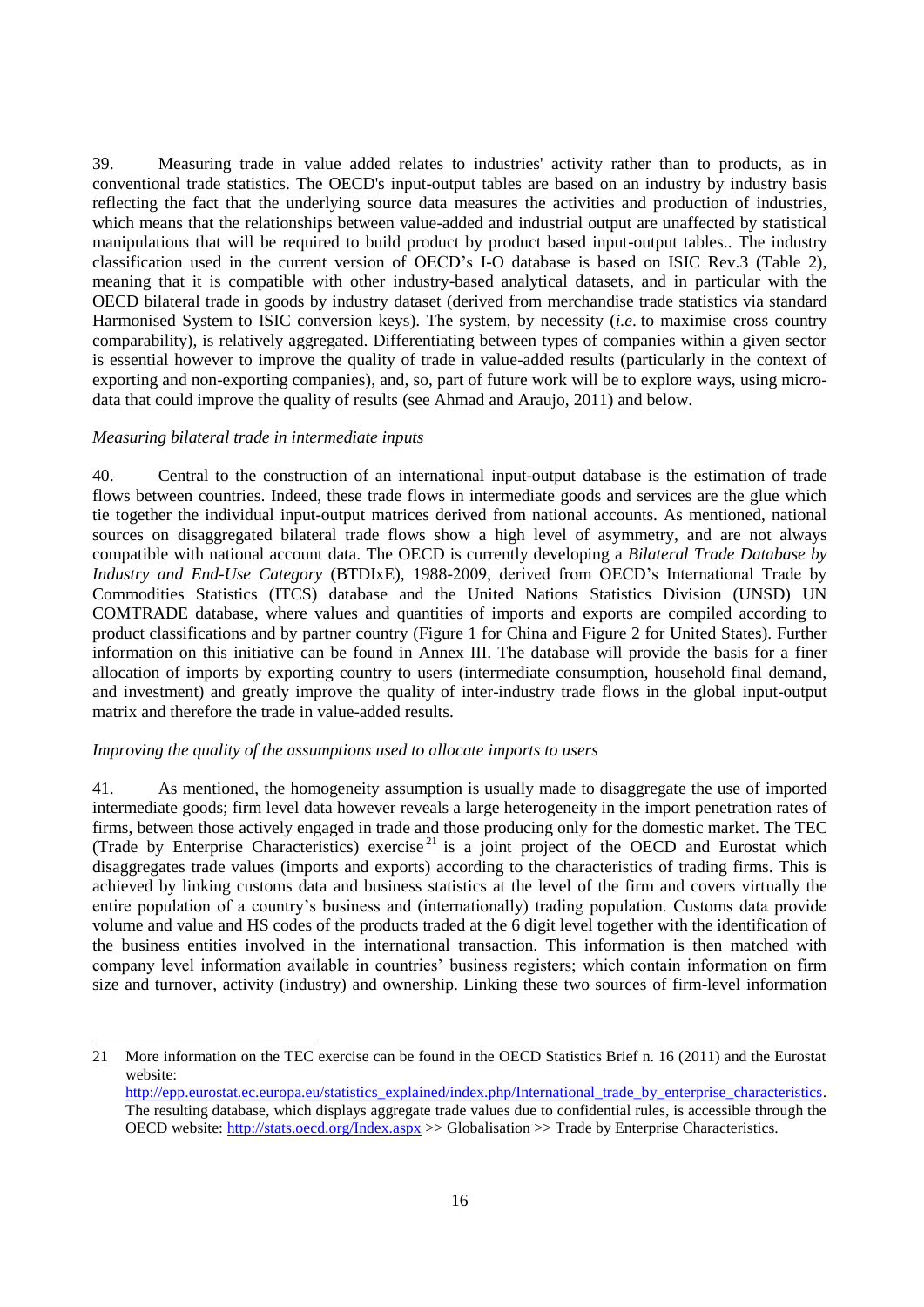39. Measuring trade in value added relates to industries' activity rather than to products, as in conventional trade statistics. The OECD's input-output tables are based on an industry by industry basis reflecting the fact that the underlying source data measures the activities and production of industries, which means that the relationships between value-added and industrial output are unaffected by statistical manipulations that will be required to build product by product based input-output tables.. The industry classification used in the current version of OECD's I-O database is based on ISIC Rev.3 (Table 2), meaning that it is compatible with other industry-based analytical datasets, and in particular with the OECD bilateral trade in goods by industry dataset (derived from merchandise trade statistics via standard Harmonised System to ISIC conversion keys). The system, by necessity (*i.e*. to maximise cross country comparability), is relatively aggregated. Differentiating between types of companies within a given sector is essential however to improve the quality of trade in value-added results (particularly in the context of exporting and non-exporting companies), and, so, part of future work will be to explore ways, using micro-data that could improve the quality of results (see Ahmad and Araujo, 2011) and below.

*Measuring bilateral trade in intermediate inputs*

40. Central to the construction of an international input-output database is the estimation of trade flows between countries. Indeed, these trade flows in intermediate goods and services are the glue which tie together the individual input-output matrices derived from national accounts. As mentioned, national sources on disaggregated bilateral trade flows show a high level of asymmetry, and are not always compatible with national account data. The OECD is currently developing a *Bilateral Trade Database by Industry and End-Use Category* (BTDIxE), 1988-2009, derived from OECD's International Trade by Commodities Statistics (ITCS) database and the United Nations Statistics Division (UNSD) UN COMTRADE database, where values and quantities of imports and exports are compiled according to product classifications and by partner country (Figure 1 for China and Figure 2 for United States). Further information on this initiative can be found in Annex III. The database will provide the basis for a finer allocation of imports by exporting country to users (intermediate consumption, household final demand, and investment) and greatly improve the quality of inter-industry trade flows in the global input-output matrix and therefore the trade in value-added results.

*Improving the quality of the assumptions used to allocate imports to users*

41. As mentioned, the homogeneity assumption is usually made to disaggregate the use of imported intermediate goods; firm level data however reveals a large heterogeneity in the import penetration rates of firms, between those actively engaged in trade and those producing only for the domestic market. The TEC (Trade by Enterprise Characteristics) exercise[21] is a joint project of the OECD and Eurostat which disaggregates trade values (imports and exports) according to the characteristics of trading firms. This is achieved by linking customs data and business statistics at the level of the firm and covers virtually the entire population of a country's business and (internationally) trading population. Customs data provide volume and value and HS codes of the products traded at the 6 digit level together with the identification of the business entities involved in the international transaction. This information is then matched with company level information available in countries' business registers; which contain information on firm size and turnover, activity (industry) and ownership. Linking these two sources of firm-level information

---

21 More information on the TEC exercise can be found in the OECD Statistics Brief n. 16 (2011) and the Eurostat website: http://epp.eurostat.ec.europa.eu/statistics_explained/index.php/International_trade_by_enterprise_characteristics. The resulting database, which displays aggregate trade values due to confidential rules, is accessible through the OECD website: http://stats.oecd.org/Index.aspx >> Globalisation >> Trade by Enterprise Characteristics.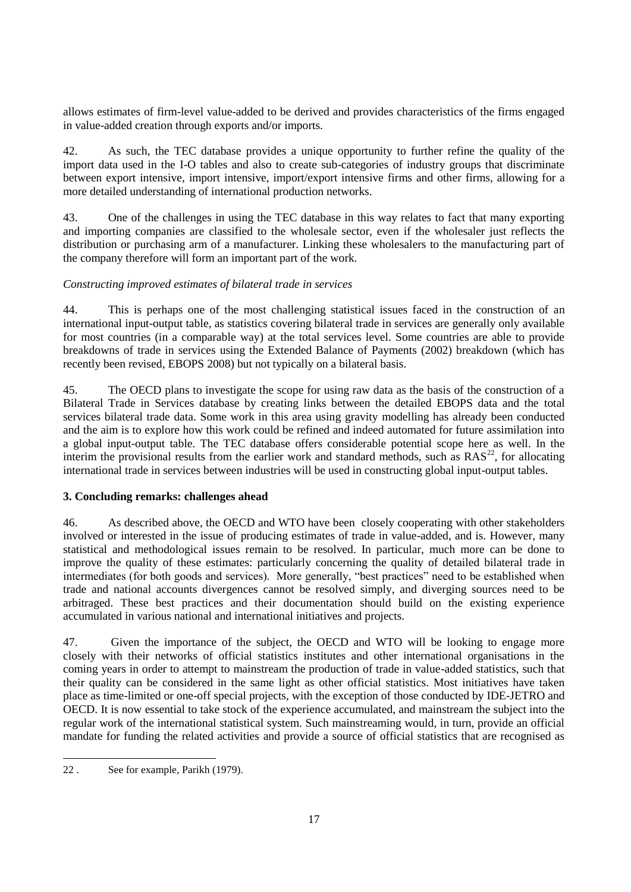allows estimates of firm-level value-added to be derived and provides characteristics of the firms engaged in value-added creation through exports and/or imports.

42. As such, the TEC database provides a unique opportunity to further refine the quality of the import data used in the I-O tables and also to create sub-categories of industry groups that discriminate between export intensive, import intensive, import/export intensive firms and other firms, allowing for a more detailed understanding of international production networks.

43. One of the challenges in using the TEC database in this way relates to fact that many exporting and importing companies are classified to the wholesale sector, even if the wholesaler just reflects the distribution or purchasing arm of a manufacturer. Linking these wholesalers to the manufacturing part of the company therefore will form an important part of the work.

*Constructing improved estimates of bilateral trade in services*

44. This is perhaps one of the most challenging statistical issues faced in the construction of an international input-output table, as statistics covering bilateral trade in services are generally only available for most countries (in a comparable way) at the total services level. Some countries are able to provide breakdowns of trade in services using the Extended Balance of Payments (2002) breakdown (which has recently been revised, EBOPS 2008) but not typically on a bilateral basis.

45. The OECD plans to investigate the scope for using raw data as the basis of the construction of a Bilateral Trade in Services database by creating links between the detailed EBOPS data and the total services bilateral trade data. Some work in this area using gravity modelling has already been conducted and the aim is to explore how this work could be refined and indeed automated for future assimilation into a global input-output table. The TEC database offers considerable potential scope here as well. In the interim the provisional results from the earlier work and standard methods, such as RAS[22], for allocating international trade in services between industries will be used in constructing global input-output tables.

## 3. Concluding remarks: challenges ahead

46. As described above, the OECD and WTO have been closely cooperating with other stakeholders involved or interested in the issue of producing estimates of trade in value-added, and is. However, many statistical and methodological issues remain to be resolved. In particular, much more can be done to improve the quality of these estimates: particularly concerning the quality of detailed bilateral trade in intermediates (for both goods and services). More generally, "best practices" need to be established when trade and national accounts divergences cannot be resolved simply, and diverging sources need to be arbitraged. These best practices and their documentation should build on the existing experience accumulated in various national and international initiatives and projects.

47. Given the importance of the subject, the OECD and WTO will be looking to engage more closely with their networks of official statistics institutes and other international organisations in the coming years in order to attempt to mainstream the production of trade in value-added statistics, such that their quality can be considered in the same light as other official statistics. Most initiatives have taken place as time-limited or one-off special projects, with the exception of those conducted by IDE-JETRO and OECD. It is now essential to take stock of the experience accumulated, and mainstream the subject into the regular work of the international statistical system. Such mainstreaming would, in turn, provide an official mandate for funding the related activities and provide a source of official statistics that are recognised as

22 . See for example, Parikh (1979).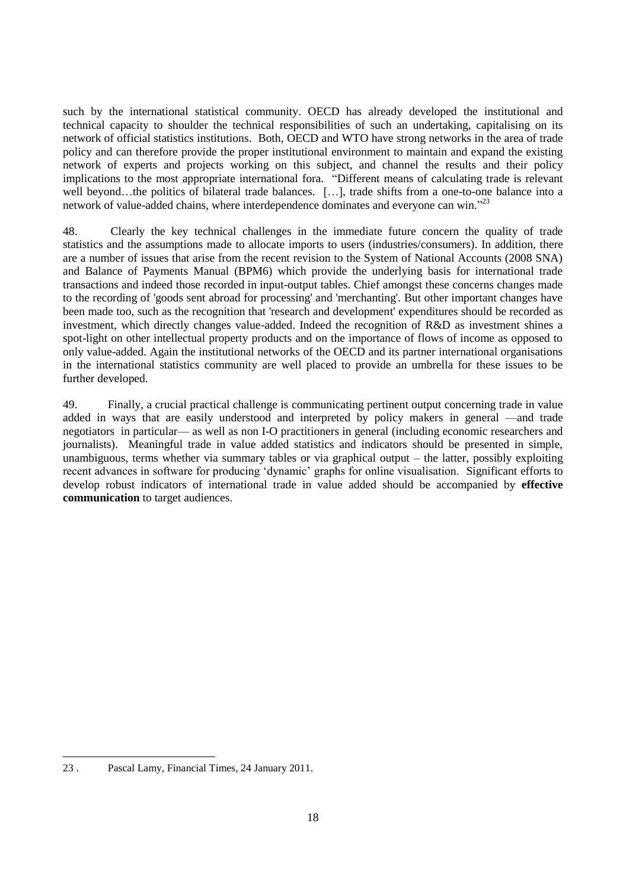such by the international statistical community. OECD has already developed the institutional and technical capacity to shoulder the technical responsibilities of such an undertaking, capitalising on its network of official statistics institutions. Both, OECD and WTO have strong networks in the area of trade policy and can therefore provide the proper institutional environment to maintain and expand the existing network of experts and projects working on this subject, and channel the results and their policy implications to the most appropriate international fora. "Different means of calculating trade is relevant well beyond…the politics of bilateral trade balances. […], trade shifts from a one-to-one balance into a network of value-added chains, where interdependence dominates and everyone can win."[23]

48. Clearly the key technical challenges in the immediate future concern the quality of trade statistics and the assumptions made to allocate imports to users (industries/consumers). In addition, there are a number of issues that arise from the recent revision to the System of National Accounts (2008 SNA) and Balance of Payments Manual (BPM6) which provide the underlying basis for international trade transactions and indeed those recorded in input-output tables. Chief amongst these concerns changes made to the recording of 'goods sent abroad for processing' and 'merchanting'. But other important changes have been made too, such as the recognition that 'research and development' expenditures should be recorded as investment, which directly changes value-added. Indeed the recognition of R&D as investment shines a spot-light on other intellectual property products and on the importance of flows of income as opposed to only value-added. Again the institutional networks of the OECD and its partner international organisations in the international statistics community are well placed to provide an umbrella for these issues to be further developed.

49. Finally, a crucial practical challenge is communicating pertinent output concerning trade in value added in ways that are easily understood and interpreted by policy makers in general —and trade negotiators in particular— as well as non I-O practitioners in general (including economic researchers and journalists). Meaningful trade in value added statistics and indicators should be presented in simple, unambiguous, terms whether via summary tables or via graphical output – the latter, possibly exploiting recent advances in software for producing 'dynamic' graphs for online visualisation. Significant efforts to develop robust indicators of international trade in value added should be accompanied by **effective communication** to target audiences.

23 . Pascal Lamy, Financial Times, 24 January 2011.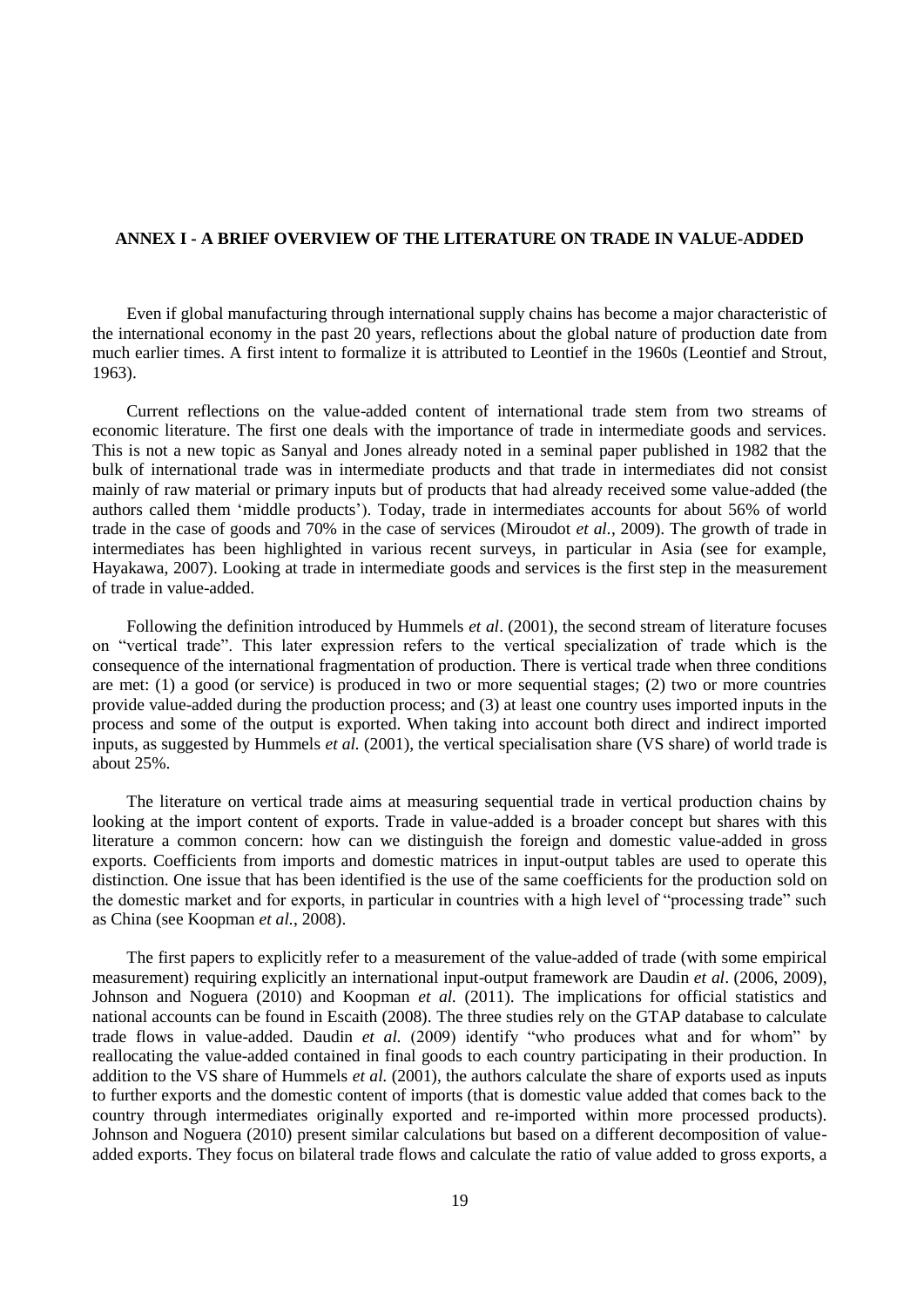## ANNEX I - A BRIEF OVERVIEW OF THE LITERATURE ON TRADE IN VALUE-ADDED

Even if global manufacturing through international supply chains has become a major characteristic of the international economy in the past 20 years, reflections about the global nature of production date from much earlier times. A first intent to formalize it is attributed to Leontief in the 1960s (Leontief and Strout, 1963).

Current reflections on the value-added content of international trade stem from two streams of economic literature. The first one deals with the importance of trade in intermediate goods and services. This is not a new topic as Sanyal and Jones already noted in a seminal paper published in 1982 that the bulk of international trade was in intermediate products and that trade in intermediates did not consist mainly of raw material or primary inputs but of products that had already received some value-added (the authors called them 'middle products'). Today, trade in intermediates accounts for about 56% of world trade in the case of goods and 70% in the case of services (Miroudot *et al.*, 2009). The growth of trade in intermediates has been highlighted in various recent surveys, in particular in Asia (see for example, Hayakawa, 2007). Looking at trade in intermediate goods and services is the first step in the measurement of trade in value-added.

Following the definition introduced by Hummels *et al*. (2001), the second stream of literature focuses on "vertical trade". This later expression refers to the vertical specialization of trade which is the consequence of the international fragmentation of production. There is vertical trade when three conditions are met: (1) a good (or service) is produced in two or more sequential stages; (2) two or more countries provide value-added during the production process; and (3) at least one country uses imported inputs in the process and some of the output is exported. When taking into account both direct and indirect imported inputs, as suggested by Hummels *et al.* (2001), the vertical specialisation share (VS share) of world trade is about 25%.

The literature on vertical trade aims at measuring sequential trade in vertical production chains by looking at the import content of exports. Trade in value-added is a broader concept but shares with this literature a common concern: how can we distinguish the foreign and domestic value-added in gross exports. Coefficients from imports and domestic matrices in input-output tables are used to operate this distinction. One issue that has been identified is the use of the same coefficients for the production sold on the domestic market and for exports, in particular in countries with a high level of "processing trade" such as China (see Koopman *et al.*, 2008).

The first papers to explicitly refer to a measurement of the value-added of trade (with some empirical measurement) requiring explicitly an international input-output framework are Daudin *et al*. (2006, 2009), Johnson and Noguera (2010) and Koopman *et al.* (2011). The implications for official statistics and national accounts can be found in Escaith (2008). The three studies rely on the GTAP database to calculate trade flows in value-added. Daudin *et al.* (2009) identify "who produces what and for whom" by reallocating the value-added contained in final goods to each country participating in their production. In addition to the VS share of Hummels *et al.* (2001), the authors calculate the share of exports used as inputs to further exports and the domestic content of imports (that is domestic value added that comes back to the country through intermediates originally exported and re-imported within more processed products). Johnson and Noguera (2010) present similar calculations but based on a different decomposition of value-added exports. They focus on bilateral trade flows and calculate the ratio of value added to gross exports, a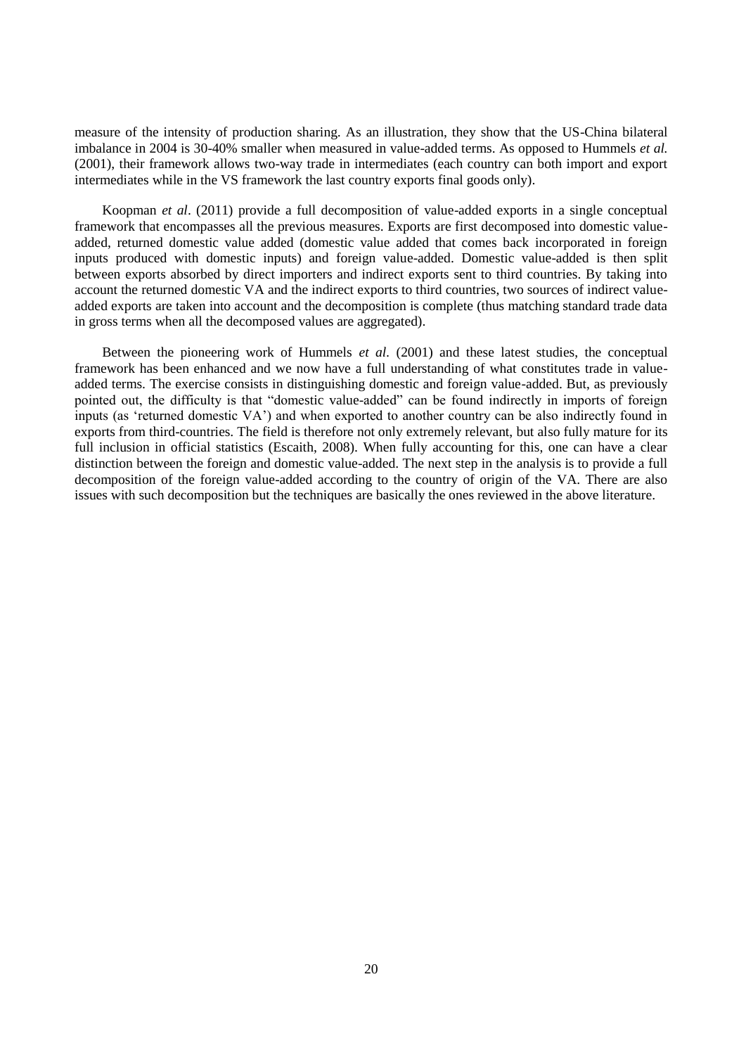measure of the intensity of production sharing. As an illustration, they show that the US-China bilateral imbalance in 2004 is 30-40% smaller when measured in value-added terms. As opposed to Hummels *et al.* (2001), their framework allows two-way trade in intermediates (each country can both import and export intermediates while in the VS framework the last country exports final goods only).

Koopman *et al*. (2011) provide a full decomposition of value-added exports in a single conceptual framework that encompasses all the previous measures. Exports are first decomposed into domestic value-added, returned domestic value added (domestic value added that comes back incorporated in foreign inputs produced with domestic inputs) and foreign value-added. Domestic value-added is then split between exports absorbed by direct importers and indirect exports sent to third countries. By taking into account the returned domestic VA and the indirect exports to third countries, two sources of indirect value-added exports are taken into account and the decomposition is complete (thus matching standard trade data in gross terms when all the decomposed values are aggregated).

Between the pioneering work of Hummels *et al*. (2001) and these latest studies, the conceptual framework has been enhanced and we now have a full understanding of what constitutes trade in value-added terms. The exercise consists in distinguishing domestic and foreign value-added. But, as previously pointed out, the difficulty is that "domestic value-added" can be found indirectly in imports of foreign inputs (as 'returned domestic VA') and when exported to another country can be also indirectly found in exports from third-countries. The field is therefore not only extremely relevant, but also fully mature for its full inclusion in official statistics (Escaith, 2008). When fully accounting for this, one can have a clear distinction between the foreign and domestic value-added. The next step in the analysis is to provide a full decomposition of the foreign value-added according to the country of origin of the VA. There are also issues with such decomposition but the techniques are basically the ones reviewed in the above literature.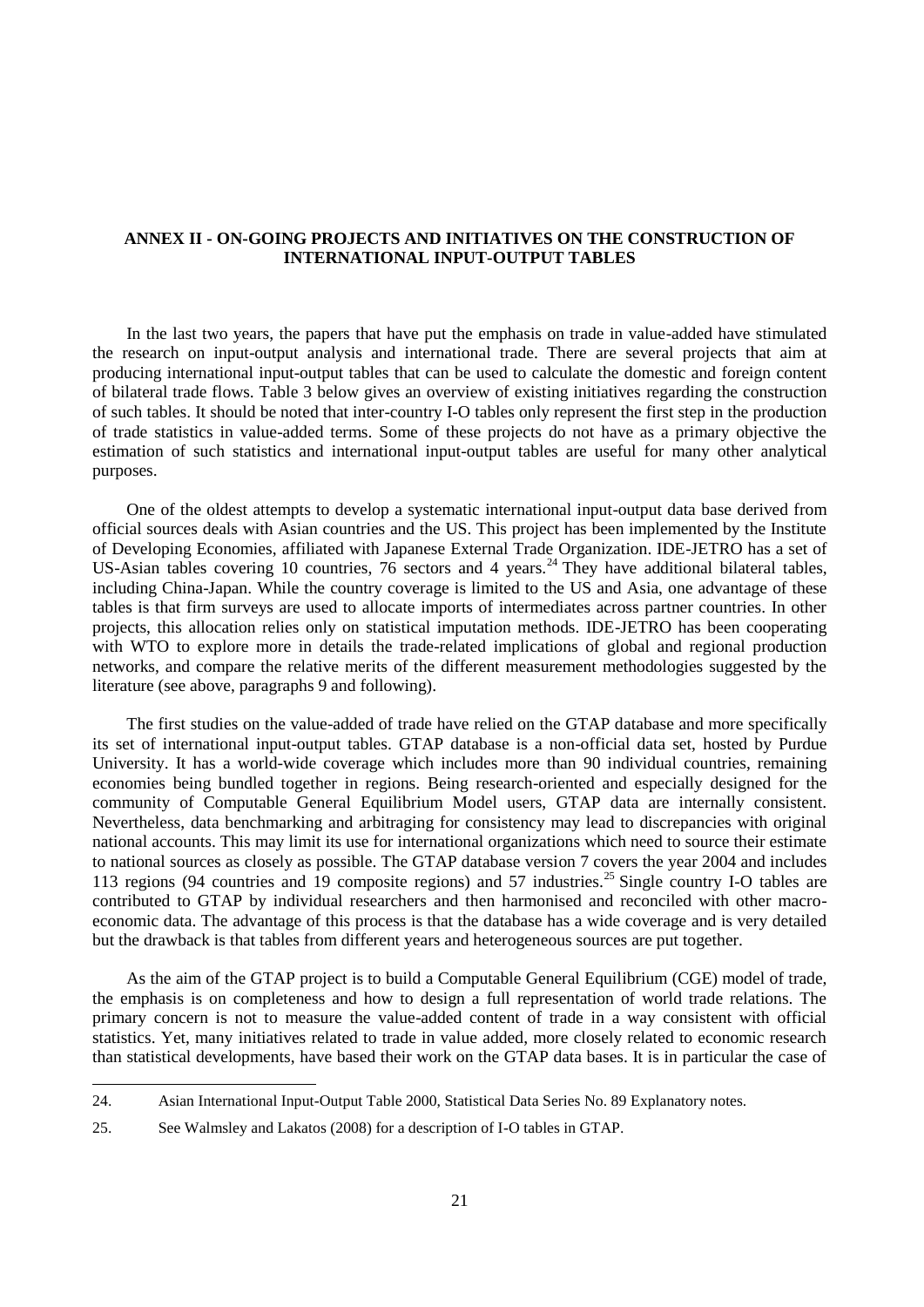## ANNEX II - ON-GOING PROJECTS AND INITIATIVES ON THE CONSTRUCTION OF INTERNATIONAL INPUT-OUTPUT TABLES

In the last two years, the papers that have put the emphasis on trade in value-added have stimulated the research on input-output analysis and international trade. There are several projects that aim at producing international input-output tables that can be used to calculate the domestic and foreign content of bilateral trade flows. Table 3 below gives an overview of existing initiatives regarding the construction of such tables. It should be noted that inter-country I-O tables only represent the first step in the production of trade statistics in value-added terms. Some of these projects do not have as a primary objective the estimation of such statistics and international input-output tables are useful for many other analytical purposes.

One of the oldest attempts to develop a systematic international input-output data base derived from official sources deals with Asian countries and the US. This project has been implemented by the Institute of Developing Economies, affiliated with Japanese External Trade Organization. IDE-JETRO has a set of US-Asian tables covering 10 countries, 76 sectors and 4 years.[24] They have additional bilateral tables, including China-Japan. While the country coverage is limited to the US and Asia, one advantage of these tables is that firm surveys are used to allocate imports of intermediates across partner countries. In other projects, this allocation relies only on statistical imputation methods. IDE-JETRO has been cooperating with WTO to explore more in details the trade-related implications of global and regional production networks, and compare the relative merits of the different measurement methodologies suggested by the literature (see above, paragraphs 9 and following).

The first studies on the value-added of trade have relied on the GTAP database and more specifically its set of international input-output tables. GTAP database is a non-official data set, hosted by Purdue University. It has a world-wide coverage which includes more than 90 individual countries, remaining economies being bundled together in regions. Being research-oriented and especially designed for the community of Computable General Equilibrium Model users, GTAP data are internally consistent. Nevertheless, data benchmarking and arbitraging for consistency may lead to discrepancies with original national accounts. This may limit its use for international organizations which need to source their estimate to national sources as closely as possible. The GTAP database version 7 covers the year 2004 and includes 113 regions (94 countries and 19 composite regions) and 57 industries.[25] Single country I-O tables are contributed to GTAP by individual researchers and then harmonised and reconciled with other macro-economic data. The advantage of this process is that the database has a wide coverage and is very detailed but the drawback is that tables from different years and heterogeneous sources are put together.

As the aim of the GTAP project is to build a Computable General Equilibrium (CGE) model of trade, the emphasis is on completeness and how to design a full representation of world trade relations. The primary concern is not to measure the value-added content of trade in a way consistent with official statistics. Yet, many initiatives related to trade in value added, more closely related to economic research than statistical developments, have based their work on the GTAP data bases. It is in particular the case of

---

24. Asian International Input-Output Table 2000, Statistical Data Series No. 89 Explanatory notes.

25. See Walmsley and Lakatos (2008) for a description of I-O tables in GTAP.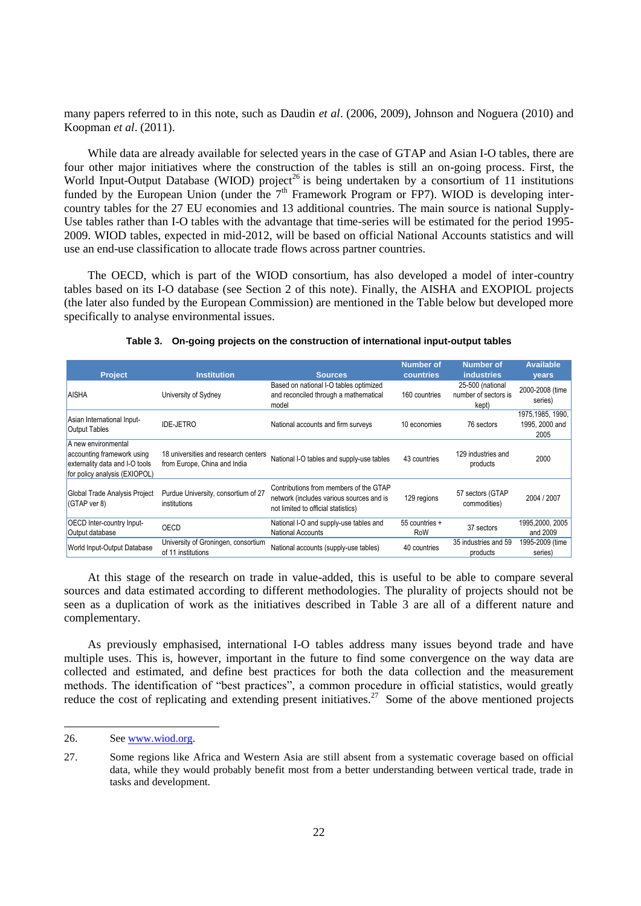many papers referred to in this note, such as Daudin *et al*. (2006, 2009), Johnson and Noguera (2010) and Koopman *et al*. (2011).

While data are already available for selected years in the case of GTAP and Asian I-O tables, there are four other major initiatives where the construction of the tables is still an on-going process. First, the World Input-Output Database (WIOD) project[26] is being undertaken by a consortium of 11 institutions funded by the European Union (under the 7[th] Framework Program or FP7). WIOD is developing inter-country tables for the 27 EU economies and 13 additional countries. The main source is national Supply-Use tables rather than I-O tables with the advantage that time-series will be estimated for the period 1995-2009. WIOD tables, expected in mid-2012, will be based on official National Accounts statistics and will use an end-use classification to allocate trade flows across partner countries.

The OECD, which is part of the WIOD consortium, has also developed a model of inter-country tables based on its I-O database (see Section 2 of this note). Finally, the AISHA and EXOPIOL projects (the later also funded by the European Commission) are mentioned in the Table below but developed more specifically to analyse environmental issues.

**Table 3. On-going projects on the construction of international input-output tables**

| Project | Institution | Sources | Number of countries | Number of industries | Available years |
|---|---|---|---|---|---|
| AISHA | University of Sydney | Based on national I-O tables optimized and reconciled through a mathematical model | 160 countries | 25-500 (national number of sectors is kept) | 2000-2008 (time series) |
| Asian International Input-Output Tables | IDE-JETRO | National accounts and firm surveys | 10 economies | 76 sectors | 1975,1985, 1990, 1995, 2000 and 2005 |
| A new environmental accounting framework using externality data and I-O tools for policy analysis (EXIOPOL) | 18 universities and research centers from Europe, China and India | National I-O tables and supply-use tables | 43 countries | 129 industries and products | 2000 |
| Global Trade Analysis Project (GTAP ver 8) | Purdue University, consortium of 27 institutions | Contributions from members of the GTAP network (includes various sources and is not limited to official statistics) | 129 regions | 57 sectors (GTAP commodities) | 2004 / 2007 |
| OECD Inter-country Input-Output database | OECD | National I-O and supply-use tables and National Accounts | 55 countries + RoW | 37 sectors | 1995,2000, 2005 and 2009 |
| World Input-Output Database | University of Groningen, consortium of 11 institutions | National accounts (supply-use tables) | 40 countries | 35 industries and 59 products | 1995-2009 (time series) |

At this stage of the research on trade in value-added, this is useful to be able to compare several sources and data estimated according to different methodologies. The plurality of projects should not be seen as a duplication of work as the initiatives described in Table 3 are all of a different nature and complementary.

As previously emphasised, international I-O tables address many issues beyond trade and have multiple uses. This is, however, important in the future to find some convergence on the way data are collected and estimated, and define best practices for both the data collection and the measurement methods. The identification of "best practices", a common procedure in official statistics, would greatly reduce the cost of replicating and extending present initiatives.[27] Some of the above mentioned projects

26. See www.wiod.org.

27. Some regions like Africa and Western Asia are still absent from a systematic coverage based on official data, while they would probably benefit most from a better understanding between vertical trade, trade in tasks and development.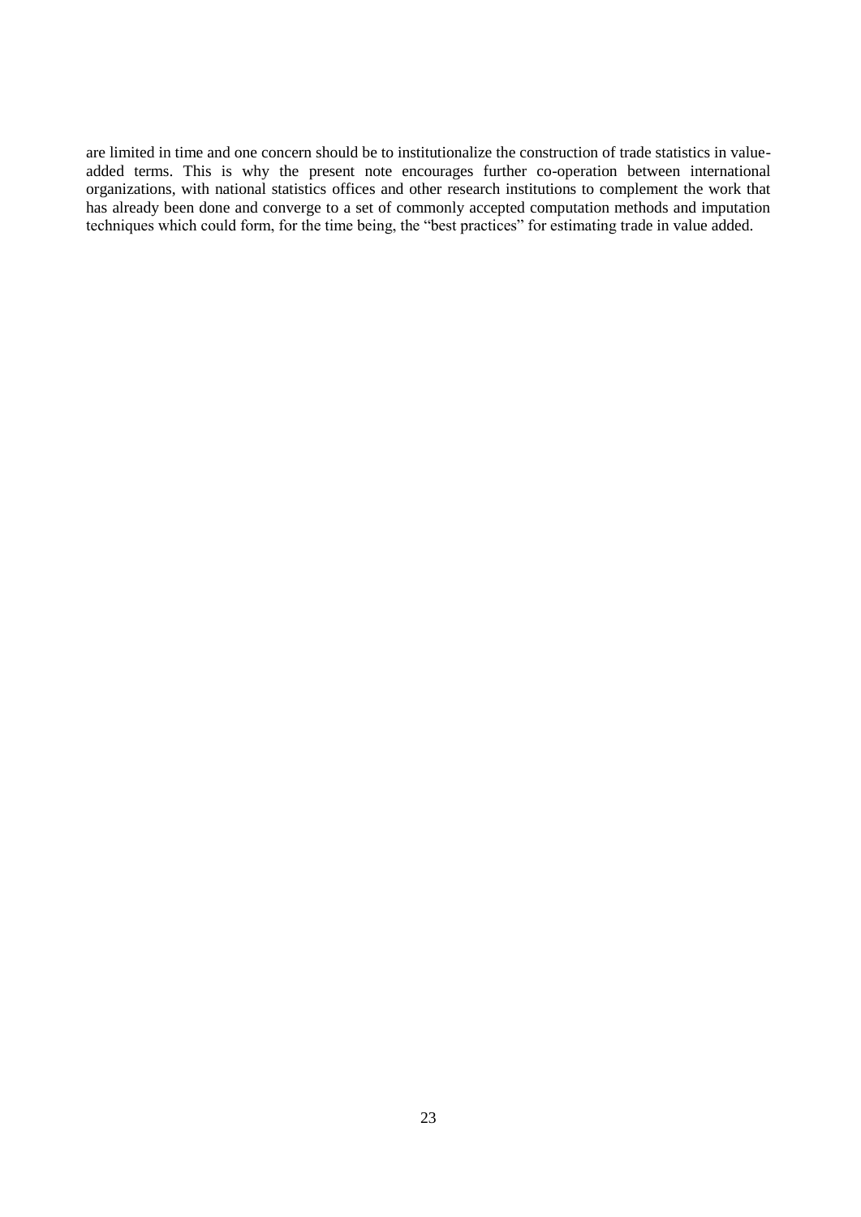are limited in time and one concern should be to institutionalize the construction of trade statistics in value-added terms. This is why the present note encourages further co-operation between international organizations, with national statistics offices and other research institutions to complement the work that has already been done and converge to a set of commonly accepted computation methods and imputation techniques which could form, for the time being, the "best practices" for estimating trade in value added.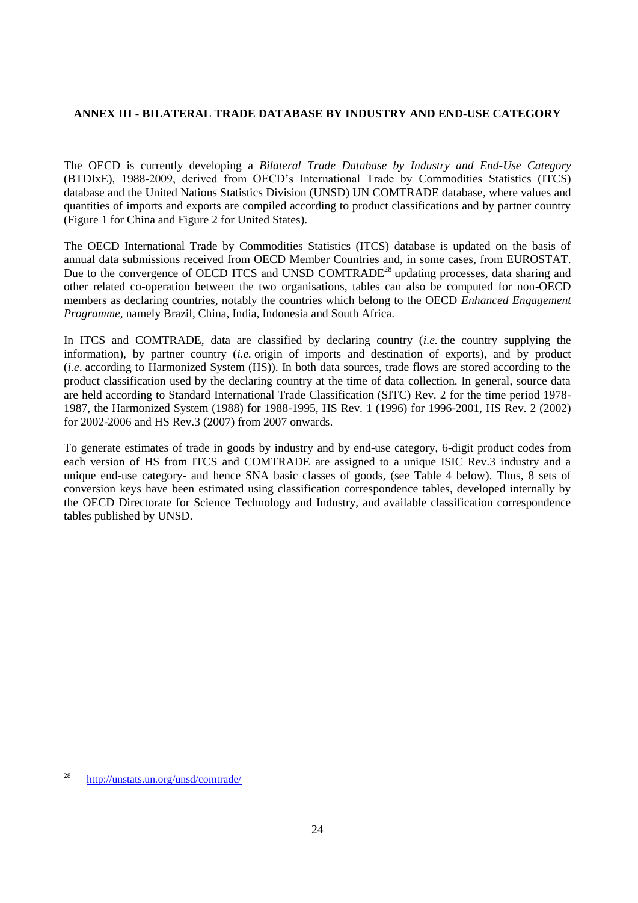## ANNEX III - BILATERAL TRADE DATABASE BY INDUSTRY AND END-USE CATEGORY

The OECD is currently developing a *Bilateral Trade Database by Industry and End-Use Category* (BTDIxE), 1988-2009, derived from OECD's International Trade by Commodities Statistics (ITCS) database and the United Nations Statistics Division (UNSD) UN COMTRADE database, where values and quantities of imports and exports are compiled according to product classifications and by partner country (Figure 1 for China and Figure 2 for United States).

The OECD International Trade by Commodities Statistics (ITCS) database is updated on the basis of annual data submissions received from OECD Member Countries and, in some cases, from EUROSTAT. Due to the convergence of OECD ITCS and UNSD COMTRADE[28] updating processes, data sharing and other related co-operation between the two organisations, tables can also be computed for non-OECD members as declaring countries, notably the countries which belong to the OECD *Enhanced Engagement Programme*, namely Brazil, China, India, Indonesia and South Africa.

In ITCS and COMTRADE, data are classified by declaring country (*i.e.* the country supplying the information), by partner country (*i.e.* origin of imports and destination of exports), and by product (*i.e*. according to Harmonized System (HS)). In both data sources, trade flows are stored according to the product classification used by the declaring country at the time of data collection. In general, source data are held according to Standard International Trade Classification (SITC) Rev. 2 for the time period 1978-1987, the Harmonized System (1988) for 1988-1995, HS Rev. 1 (1996) for 1996-2001, HS Rev. 2 (2002) for 2002-2006 and HS Rev.3 (2007) from 2007 onwards.

To generate estimates of trade in goods by industry and by end-use category, 6-digit product codes from each version of HS from ITCS and COMTRADE are assigned to a unique ISIC Rev.3 industry and a unique end-use category- and hence SNA basic classes of goods, (see Table 4 below). Thus, 8 sets of conversion keys have been estimated using classification correspondence tables, developed internally by the OECD Directorate for Science Technology and Industry, and available classification correspondence tables published by UNSD.

---

[28] http://unstats.un.org/unsd/comtrade/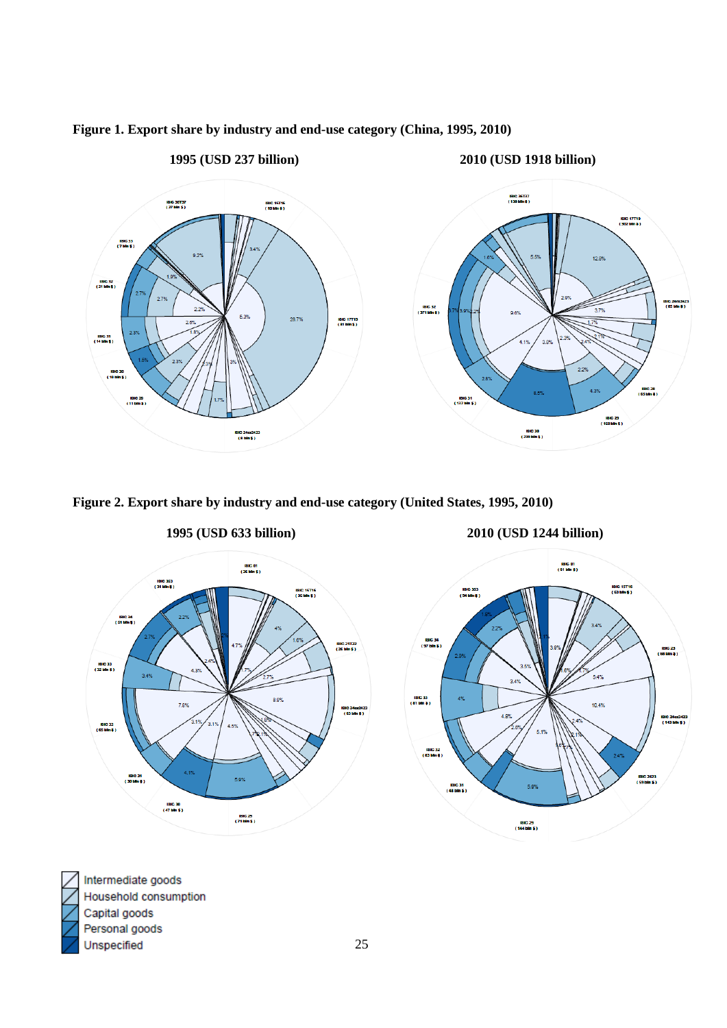**Figure 1. Export share by industry and end-use category (China, 1995, 2010)**

**1995 (USD 237 billion)**

**2010 (USD 1918 billion)**

**Figure 2. Export share by industry and end-use category (United States, 1995, 2010)**

**1995 (USD 633 billion)**

**2010 (USD 1244 billion)**

- Intermediate goods
- Household consumption
- Capital goods
- Personal goods
- Unspecified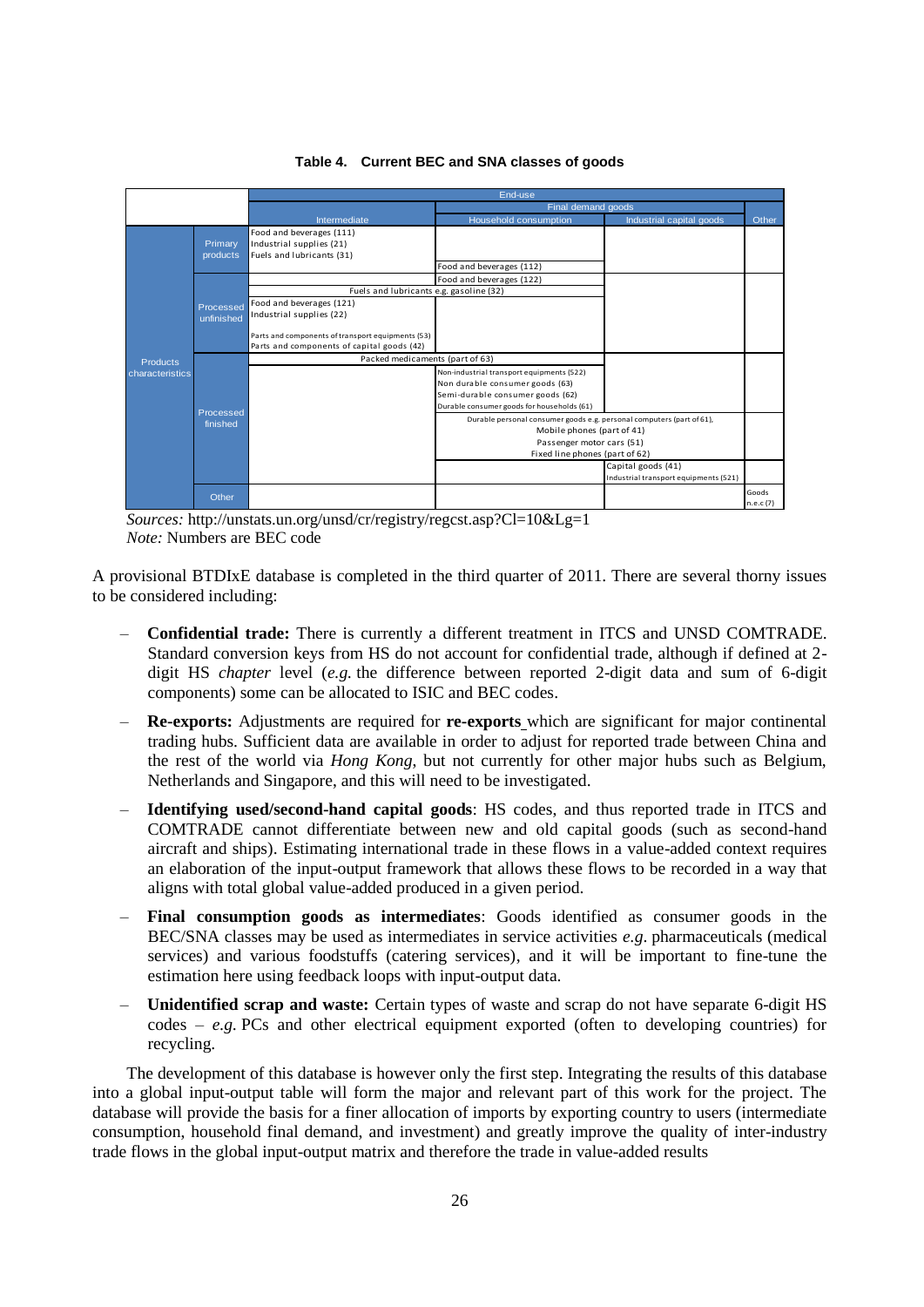**Table 4. Current BEC and SNA classes of goods**

| | | End-use | | | |
|---|---|---|---|---|---|
| | | | Final demand goods | | |
| | | Intermediate | Household consumption | Industrial capital goods | Other |
| Products characteristics | Primary products | Food and beverages (111)<br>Industrial supplies (21)<br>Fuels and lubricants (31) | Food and beverages (112) | | |
| | Processed unfinished | | Food and beverages (122) | | |
| | | Fuels and lubricants e.g. gasoline (32) | Fuels and lubricants e.g. gasoline (32) | | |
| | | Food and beverages (121)<br>Industrial supplies (22)<br>Parts and components of transport equipments (53)<br>Parts and components of capital goods (42) | | | |
| | Processed finished | Packed medicaments (part of 63) | Packed medicaments (part of 63) | | |
| | | | Non-industrial transport equipments (522)<br>Non durable consumer goods (63)<br>Semi-durable consumer goods (62)<br>Durable consumer goods for households (61) | | |
| | | | Durable personal consumer goods e.g. personal computers (part of 61),<br>Mobile phones (part of 41)<br>Passenger motor cars (51)<br>Fixed line phones (part of 62) | Durable personal consumer goods e.g. personal computers (part of 61),<br>Mobile phones (part of 41)<br>Passenger motor cars (51)<br>Fixed line phones (part of 62) | |
| | | | | Capital goods (41)<br>Industrial transport equipments (521) | |
| | Other | | | | Goods n.e.c (7) |

*Sources:* http://unstats.un.org/unsd/cr/registry/regcst.asp?Cl=10&Lg=1
*Note:* Numbers are BEC code

A provisional BTDIxE database is completed in the third quarter of 2011. There are several thorny issues to be considered including:

- **Confidential trade:** There is currently a different treatment in ITCS and UNSD COMTRADE. Standard conversion keys from HS do not account for confidential trade, although if defined at 2-digit HS *chapter* level (*e.g.* the difference between reported 2-digit data and sum of 6-digit components) some can be allocated to ISIC and BEC codes.
- **Re-exports:** Adjustments are required for **re-exports** which are significant for major continental trading hubs. Sufficient data are available in order to adjust for reported trade between China and the rest of the world via *Hong Kong*, but not currently for other major hubs such as Belgium, Netherlands and Singapore, and this will need to be investigated.
- **Identifying used/second-hand capital goods**: HS codes, and thus reported trade in ITCS and COMTRADE cannot differentiate between new and old capital goods (such as second-hand aircraft and ships). Estimating international trade in these flows in a value-added context requires an elaboration of the input-output framework that allows these flows to be recorded in a way that aligns with total global value-added produced in a given period.
- **Final consumption goods as intermediates**: Goods identified as consumer goods in the BEC/SNA classes may be used as intermediates in service activities *e.g.* pharmaceuticals (medical services) and various foodstuffs (catering services), and it will be important to fine-tune the estimation here using feedback loops with input-output data.
- **Unidentified scrap and waste:** Certain types of waste and scrap do not have separate 6-digit HS codes – *e.g.* PCs and other electrical equipment exported (often to developing countries) for recycling.

The development of this database is however only the first step. Integrating the results of this database into a global input-output table will form the major and relevant part of this work for the project. The database will provide the basis for a finer allocation of imports by exporting country to users (intermediate consumption, household final demand, and investment) and greatly improve the quality of inter-industry trade flows in the global input-output matrix and therefore the trade in value-added results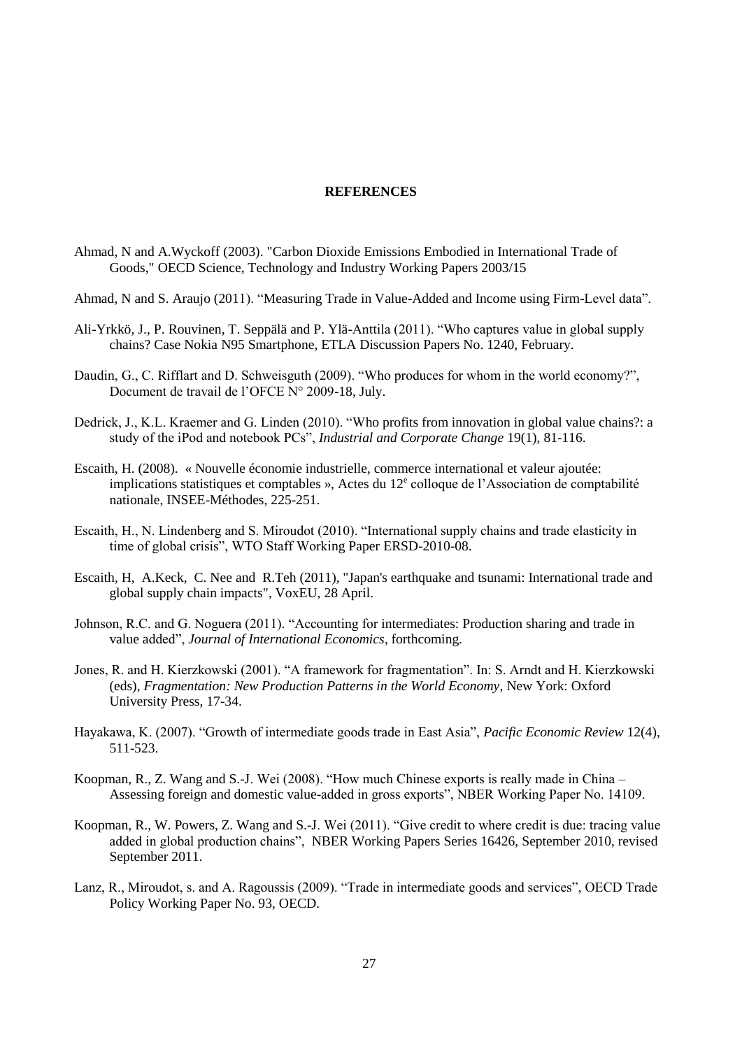# REFERENCES

Ahmad, N and A.Wyckoff (2003). "Carbon Dioxide Emissions Embodied in International Trade of Goods," OECD Science, Technology and Industry Working Papers 2003/15

Ahmad, N and S. Araujo (2011). "Measuring Trade in Value-Added and Income using Firm-Level data".

Ali-Yrkkö, J., P. Rouvinen, T. Seppälä and P. Ylä-Anttila (2011). "Who captures value in global supply chains? Case Nokia N95 Smartphone, ETLA Discussion Papers No. 1240, February.

Daudin, G., C. Rifflart and D. Schweisguth (2009). "Who produces for whom in the world economy?", Document de travail de l'OFCE N° 2009-18, July.

Dedrick, J., K.L. Kraemer and G. Linden (2010). "Who profits from innovation in global value chains?: a study of the iPod and notebook PCs", *Industrial and Corporate Change* 19(1), 81-116.

Escaith, H. (2008). « Nouvelle économie industrielle, commerce international et valeur ajoutée: implications statistiques et comptables », Actes du 12e colloque de l'Association de comptabilité nationale, INSEE-Méthodes, 225-251.

Escaith, H., N. Lindenberg and S. Miroudot (2010). "International supply chains and trade elasticity in time of global crisis", WTO Staff Working Paper ERSD-2010-08.

Escaith, H, A.Keck, C. Nee and R.Teh (2011), "Japan's earthquake and tsunami: International trade and global supply chain impacts", VoxEU, 28 April.

Johnson, R.C. and G. Noguera (2011). "Accounting for intermediates: Production sharing and trade in value added", *Journal of International Economics*, forthcoming.

Jones, R. and H. Kierzkowski (2001). "A framework for fragmentation". In: S. Arndt and H. Kierzkowski (eds), *Fragmentation: New Production Patterns in the World Economy*, New York: Oxford University Press, 17-34.

Hayakawa, K. (2007). "Growth of intermediate goods trade in East Asia", *Pacific Economic Review* 12(4), 511-523.

Koopman, R., Z. Wang and S.-J. Wei (2008). "How much Chinese exports is really made in China – Assessing foreign and domestic value-added in gross exports", NBER Working Paper No. 14109.

Koopman, R., W. Powers, Z. Wang and S.-J. Wei (2011). "Give credit to where credit is due: tracing value added in global production chains", NBER Working Papers Series 16426, September 2010, revised September 2011.

Lanz, R., Miroudot, s. and A. Ragoussis (2009). "Trade in intermediate goods and services", OECD Trade Policy Working Paper No. 93, OECD.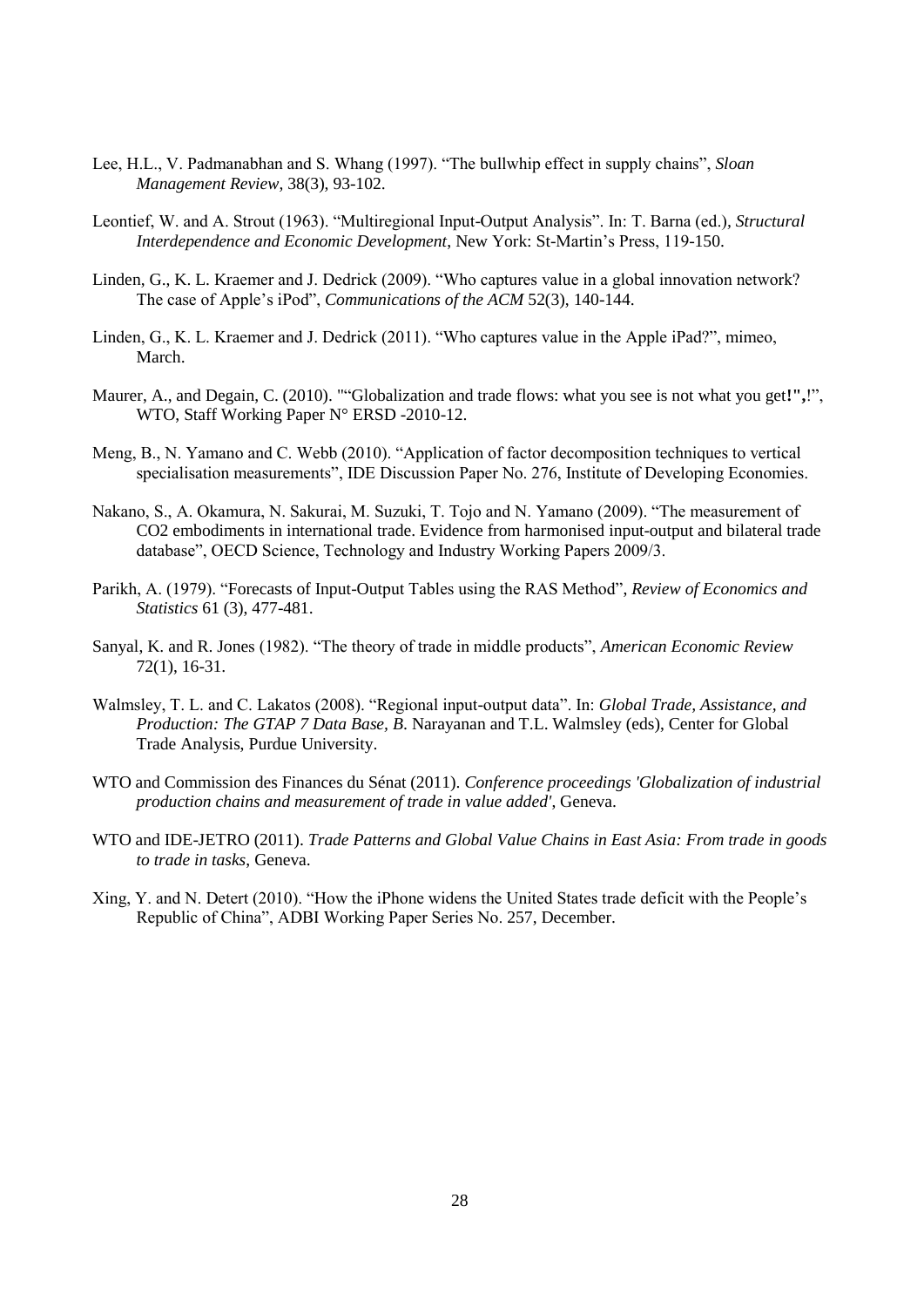Lee, H.L., V. Padmanabhan and S. Whang (1997). "The bullwhip effect in supply chains", *Sloan Management Review*, 38(3), 93-102.

Leontief, W. and A. Strout (1963). "Multiregional Input-Output Analysis". In: T. Barna (ed.), *Structural Interdependence and Economic Development*, New York: St-Martin's Press, 119-150.

Linden, G., K. L. Kraemer and J. Dedrick (2009). "Who captures value in a global innovation network? The case of Apple's iPod", *Communications of the ACM* 52(3), 140-144.

Linden, G., K. L. Kraemer and J. Dedrick (2011). "Who captures value in the Apple iPad?", mimeo, March.

Maurer, A., and Degain, C. (2010). ""Globalization and trade flows: what you see is not what you get**!",**!", WTO, Staff Working Paper N° ERSD -2010-12.

Meng, B., N. Yamano and C. Webb (2010). "Application of factor decomposition techniques to vertical specialisation measurements", IDE Discussion Paper No. 276, Institute of Developing Economies.

Nakano, S., A. Okamura, N. Sakurai, M. Suzuki, T. Tojo and N. Yamano (2009). "The measurement of CO2 embodiments in international trade. Evidence from harmonised input-output and bilateral trade database", OECD Science, Technology and Industry Working Papers 2009/3.

Parikh, A. (1979). "Forecasts of Input-Output Tables using the RAS Method", *Review of Economics and Statistics* 61 (3), 477-481.

Sanyal, K. and R. Jones (1982). "The theory of trade in middle products", *American Economic Review* 72(1), 16-31.

Walmsley, T. L. and C. Lakatos (2008). "Regional input-output data". In: *Global Trade, Assistance, and Production: The GTAP 7 Data Base, B.* Narayanan and T.L. Walmsley (eds), Center for Global Trade Analysis, Purdue University.

WTO and Commission des Finances du Sénat (2011). *Conference proceedings 'Globalization of industrial production chains and measurement of trade in value added'*, Geneva.

WTO and IDE-JETRO (2011). *Trade Patterns and Global Value Chains in East Asia: From trade in goods to trade in tasks*, Geneva.

Xing, Y. and N. Detert (2010). "How the iPhone widens the United States trade deficit with the People's Republic of China", ADBI Working Paper Series No. 257, December.